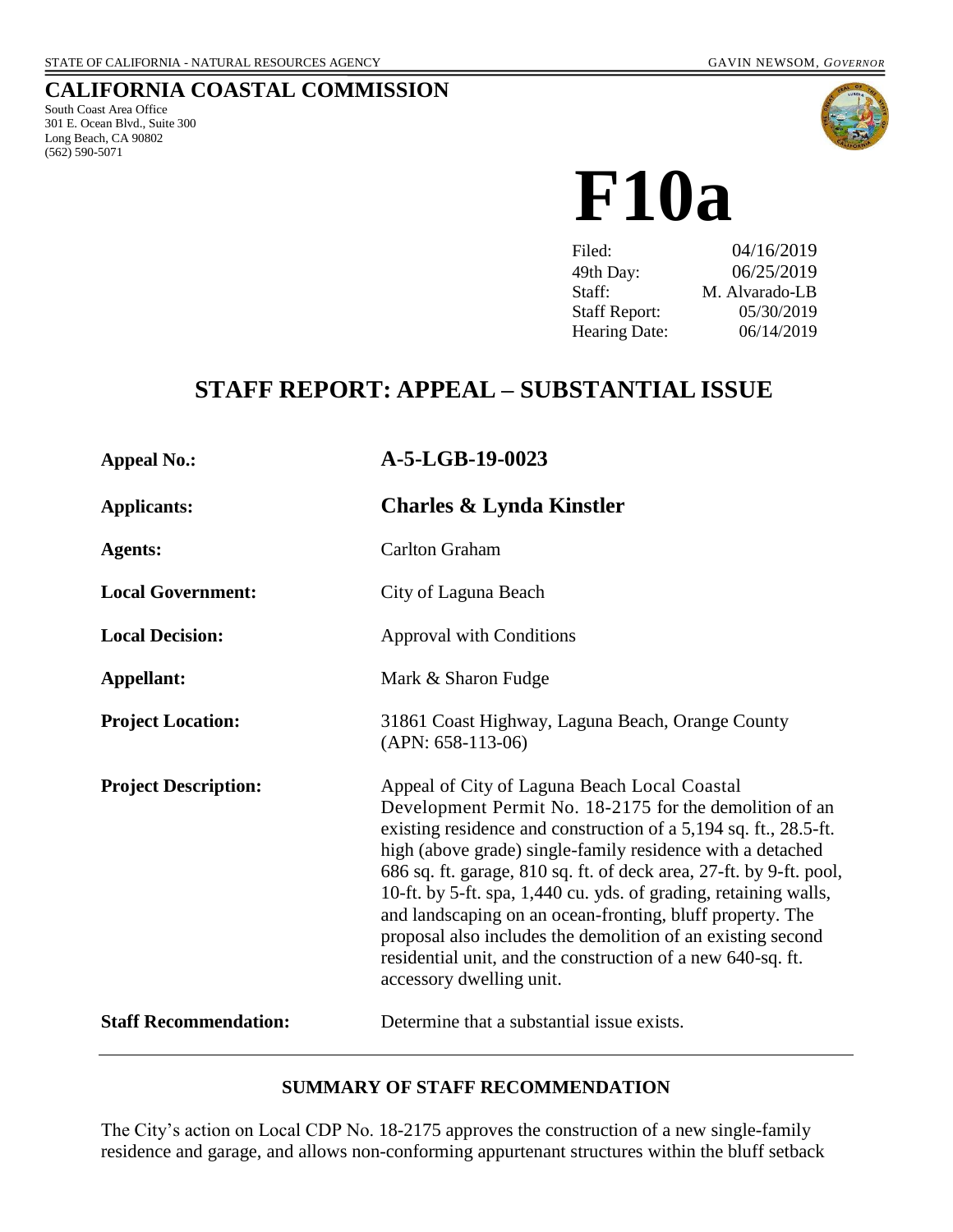STATE OF CALIFORNIA - NATURAL RESOURCES AGENCY GAVIN NEWSOM, *GOVERNOR*

# CALIFORNIA COASTAL COMMISSION

South Coast Area Office
301 E. Ocean Blvd., Suite 300
Long Beach, CA 90802
(562) 590-5071

# F10a

| | |
|---|---|
| Filed: | 04/16/2019 |
| 49th Day: | 06/25/2019 |
| Staff: | M. Alvarado-LB |
| Staff Report: | 05/30/2019 |
| Hearing Date: | 06/14/2019 |

## STAFF REPORT: APPEAL – SUBSTANTIAL ISSUE

| | |
|---|---|
| **Appeal No.:** | **A-5-LGB-19-0023** |
| **Applicants:** | **Charles & Lynda Kinstler** |
| **Agents:** | Carlton Graham |
| **Local Government:** | City of Laguna Beach |
| **Local Decision:** | Approval with Conditions |
| **Appellant:** | Mark & Sharon Fudge |
| **Project Location:** | 31861 Coast Highway, Laguna Beach, Orange County (APN: 658-113-06) |
| **Project Description:** | Appeal of City of Laguna Beach Local Coastal Development Permit No. 18-2175 for the demolition of an existing residence and construction of a 5,194 sq. ft., 28.5-ft. high (above grade) single-family residence with a detached 686 sq. ft. garage, 810 sq. ft. of deck area, 27-ft. by 9-ft. pool, 10-ft. by 5-ft. spa, 1,440 cu. yds. of grading, retaining walls, and landscaping on an ocean-fronting, bluff property. The proposal also includes the demolition of an existing second residential unit, and the construction of a new 640-sq. ft. accessory dwelling unit. |
| **Staff Recommendation:** | Determine that a substantial issue exists. |

### SUMMARY OF STAFF RECOMMENDATION

The City's action on Local CDP No. 18-2175 approves the construction of a new single-family residence and garage, and allows non-conforming appurtenant structures within the bluff setback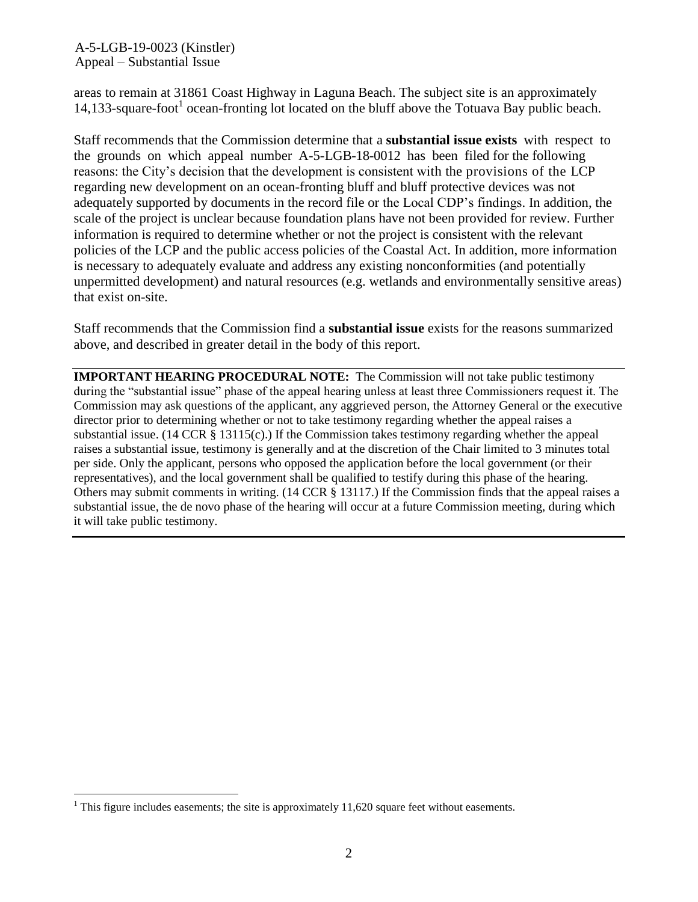areas to remain at 31861 Coast Highway in Laguna Beach. The subject site is an approximately 14,133-square-foot[1] ocean-fronting lot located on the bluff above the Totuava Bay public beach.

Staff recommends that the Commission determine that a **substantial issue exists** with respect to the grounds on which appeal number A-5-LGB-18-0012 has been filed for the following reasons: the City's decision that the development is consistent with the provisions of the LCP regarding new development on an ocean-fronting bluff and bluff protective devices was not adequately supported by documents in the record file or the Local CDP's findings. In addition, the scale of the project is unclear because foundation plans have not been provided for review. Further information is required to determine whether or not the project is consistent with the relevant policies of the LCP and the public access policies of the Coastal Act. In addition, more information is necessary to adequately evaluate and address any existing nonconformities (and potentially unpermitted development) and natural resources (e.g. wetlands and environmentally sensitive areas) that exist on-site.

Staff recommends that the Commission find a **substantial issue** exists for the reasons summarized above, and described in greater detail in the body of this report.

---

**IMPORTANT HEARING PROCEDURAL NOTE:** The Commission will not take public testimony during the "substantial issue" phase of the appeal hearing unless at least three Commissioners request it. The Commission may ask questions of the applicant, any aggrieved person, the Attorney General or the executive director prior to determining whether or not to take testimony regarding whether the appeal raises a substantial issue. (14 CCR § 13115(c).) If the Commission takes testimony regarding whether the appeal raises a substantial issue, testimony is generally and at the discretion of the Chair limited to 3 minutes total per side. Only the applicant, persons who opposed the application before the local government (or their representatives), and the local government shall be qualified to testify during this phase of the hearing. Others may submit comments in writing. (14 CCR § 13117.) If the Commission finds that the appeal raises a substantial issue, the de novo phase of the hearing will occur at a future Commission meeting, during which it will take public testimony.

---

[1] This figure includes easements; the site is approximately 11,620 square feet without easements.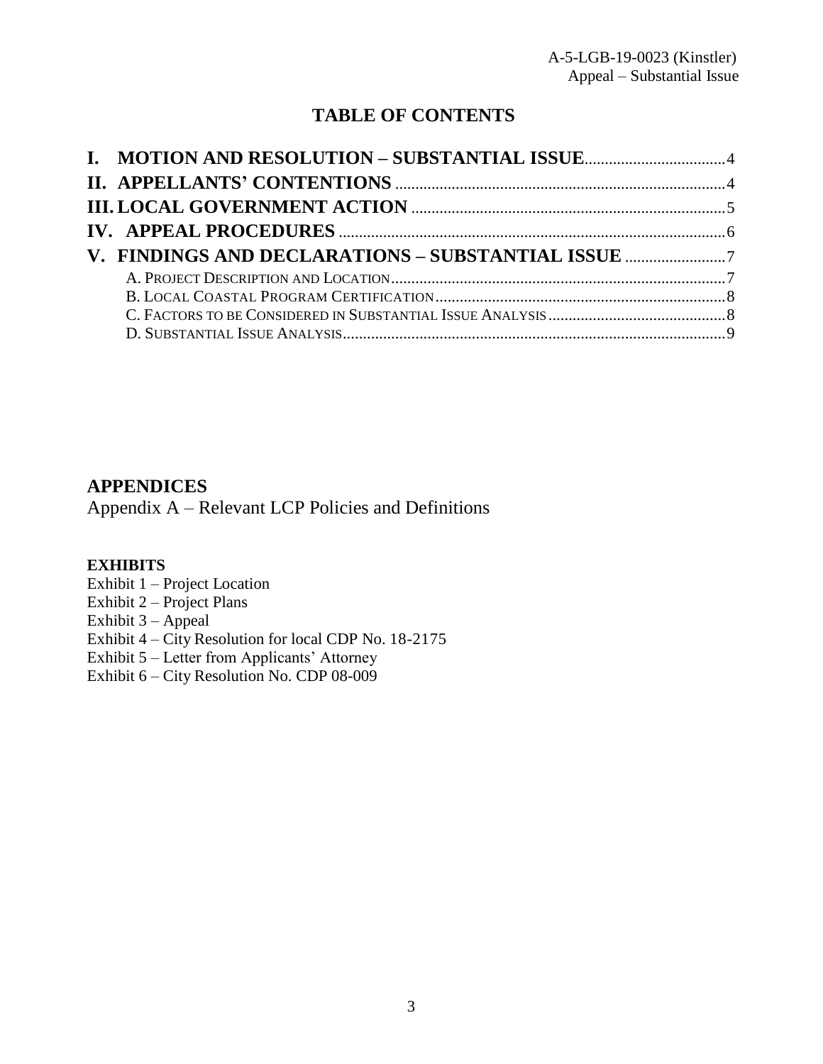## TABLE OF CONTENTS

**I. MOTION AND RESOLUTION – SUBSTANTIAL ISSUE** .......... 4
**II. APPELLANTS' CONTENTIONS** .......... 4
**III. LOCAL GOVERNMENT ACTION** .......... 5
**IV. APPEAL PROCEDURES** .......... 6
**V. FINDINGS AND DECLARATIONS – SUBSTANTIAL ISSUE** .......... 7
- A. Project Description and Location .......... 7
- B. Local Coastal Program Certification .......... 8
- C. Factors to be Considered in Substantial Issue Analysis .......... 8
- D. Substantial Issue Analysis .......... 9

## APPENDICES

Appendix A – Relevant LCP Policies and Definitions

**EXHIBITS**

Exhibit 1 – Project Location
Exhibit 2 – Project Plans
Exhibit 3 – Appeal
Exhibit 4 – City Resolution for local CDP No. 18-2175
Exhibit 5 – Letter from Applicants' Attorney
Exhibit 6 – City Resolution No. CDP 08-009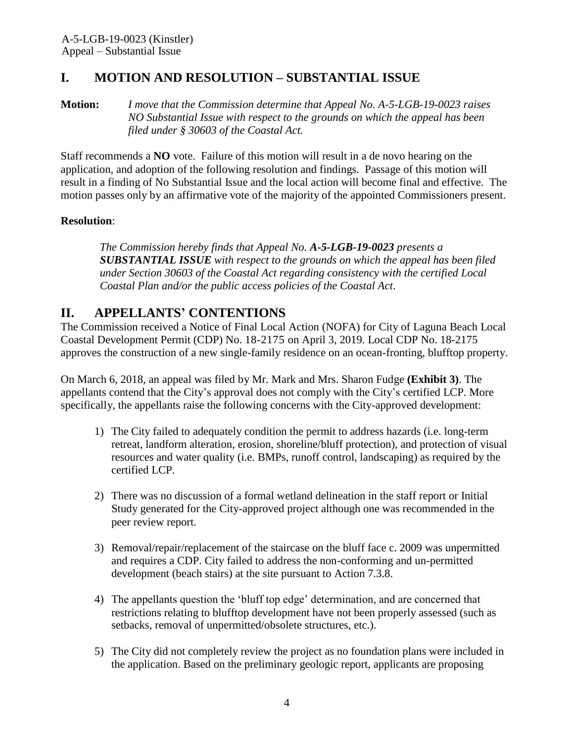## I. MOTION AND RESOLUTION – SUBSTANTIAL ISSUE

**Motion:** *I move that the Commission determine that Appeal No. A-5-LGB-19-0023 raises NO Substantial Issue with respect to the grounds on which the appeal has been filed under § 30603 of the Coastal Act.*

Staff recommends a **NO** vote. Failure of this motion will result in a de novo hearing on the application, and adoption of the following resolution and findings. Passage of this motion will result in a finding of No Substantial Issue and the local action will become final and effective. The motion passes only by an affirmative vote of the majority of the appointed Commissioners present.

**Resolution**:

*The Commission hereby finds that Appeal No.* ***A-5-LGB-19-0023*** *presents a* ***SUBSTANTIAL ISSUE*** *with respect to the grounds on which the appeal has been filed under Section 30603 of the Coastal Act regarding consistency with the certified Local Coastal Plan and/or the public access policies of the Coastal Act.*

## II. APPELLANTS' CONTENTIONS

The Commission received a Notice of Final Local Action (NOFA) for City of Laguna Beach Local Coastal Development Permit (CDP) No. 18-2175 on April 3, 2019. Local CDP No. 18-2175 approves the construction of a new single-family residence on an ocean-fronting, blufftop property.

On March 6, 2018, an appeal was filed by Mr. Mark and Mrs. Sharon Fudge **(Exhibit 3)**. The appellants contend that the City's approval does not comply with the City's certified LCP. More specifically, the appellants raise the following concerns with the City-approved development:

1) The City failed to adequately condition the permit to address hazards (i.e. long-term retreat, landform alteration, erosion, shoreline/bluff protection), and protection of visual resources and water quality (i.e. BMPs, runoff control, landscaping) as required by the certified LCP.

2) There was no discussion of a formal wetland delineation in the staff report or Initial Study generated for the City-approved project although one was recommended in the peer review report.

3) Removal/repair/replacement of the staircase on the bluff face c. 2009 was unpermitted and requires a CDP. City failed to address the non-conforming and un-permitted development (beach stairs) at the site pursuant to Action 7.3.8.

4) The appellants question the 'bluff top edge' determination, and are concerned that restrictions relating to blufftop development have not been properly assessed (such as setbacks, removal of unpermitted/obsolete structures, etc.).

5) The City did not completely review the project as no foundation plans were included in the application. Based on the preliminary geologic report, applicants are proposing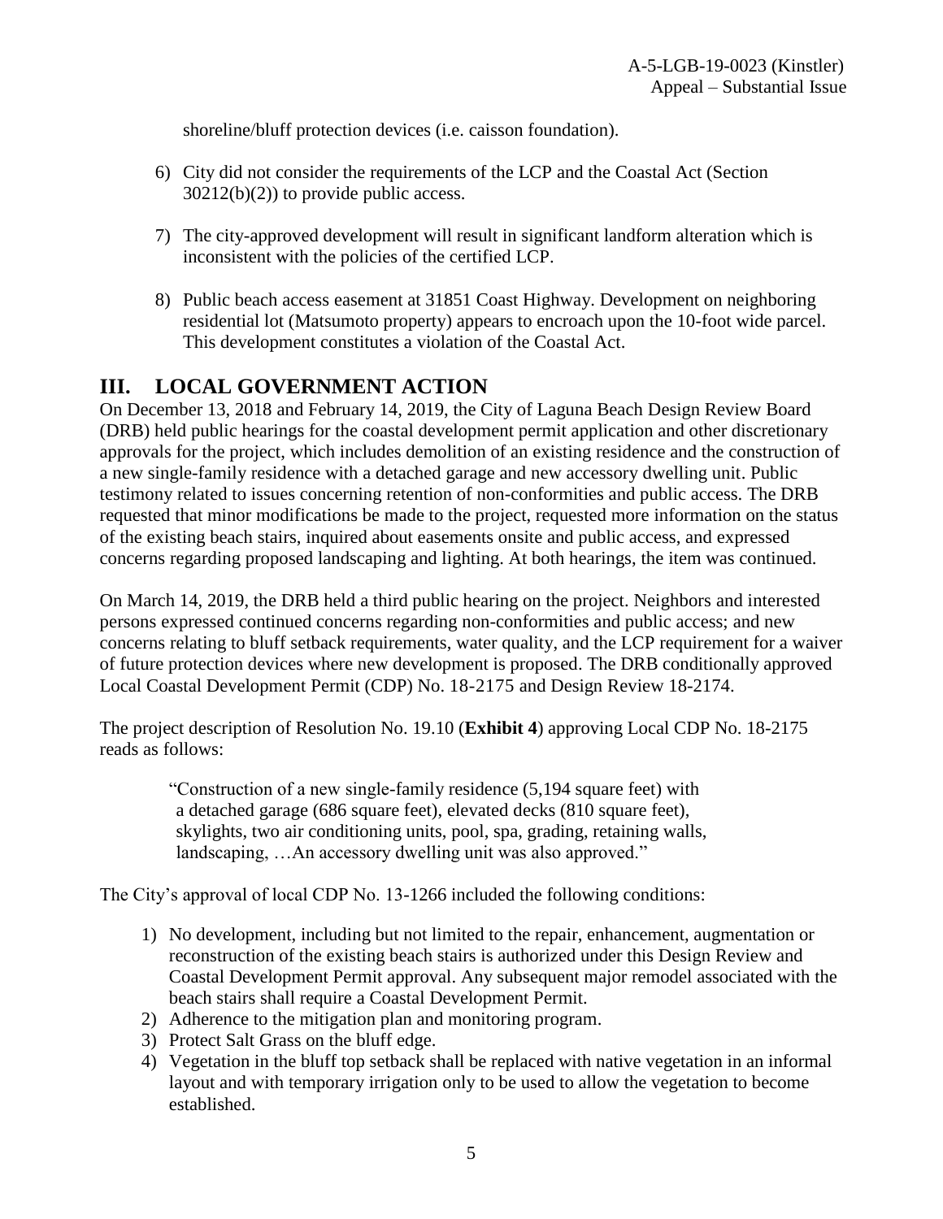shoreline/bluff protection devices (i.e. caisson foundation).

6) City did not consider the requirements of the LCP and the Coastal Act (Section 30212(b)(2)) to provide public access.

7) The city-approved development will result in significant landform alteration which is inconsistent with the policies of the certified LCP.

8) Public beach access easement at 31851 Coast Highway. Development on neighboring residential lot (Matsumoto property) appears to encroach upon the 10-foot wide parcel. This development constitutes a violation of the Coastal Act.

## III. LOCAL GOVERNMENT ACTION

On December 13, 2018 and February 14, 2019, the City of Laguna Beach Design Review Board (DRB) held public hearings for the coastal development permit application and other discretionary approvals for the project, which includes demolition of an existing residence and the construction of a new single-family residence with a detached garage and new accessory dwelling unit. Public testimony related to issues concerning retention of non-conformities and public access. The DRB requested that minor modifications be made to the project, requested more information on the status of the existing beach stairs, inquired about easements onsite and public access, and expressed concerns regarding proposed landscaping and lighting. At both hearings, the item was continued.

On March 14, 2019, the DRB held a third public hearing on the project. Neighbors and interested persons expressed continued concerns regarding non-conformities and public access; and new concerns relating to bluff setback requirements, water quality, and the LCP requirement for a waiver of future protection devices where new development is proposed. The DRB conditionally approved Local Coastal Development Permit (CDP) No. 18-2175 and Design Review 18-2174.

The project description of Resolution No. 19.10 (**Exhibit 4**) approving Local CDP No. 18-2175 reads as follows:

> "Construction of a new single-family residence (5,194 square feet) with a detached garage (686 square feet), elevated decks (810 square feet), skylights, two air conditioning units, pool, spa, grading, retaining walls, landscaping, …An accessory dwelling unit was also approved."

The City's approval of local CDP No. 13-1266 included the following conditions:

1) No development, including but not limited to the repair, enhancement, augmentation or reconstruction of the existing beach stairs is authorized under this Design Review and Coastal Development Permit approval. Any subsequent major remodel associated with the beach stairs shall require a Coastal Development Permit.
2) Adherence to the mitigation plan and monitoring program.
3) Protect Salt Grass on the bluff edge.
4) Vegetation in the bluff top setback shall be replaced with native vegetation in an informal layout and with temporary irrigation only to be used to allow the vegetation to become established.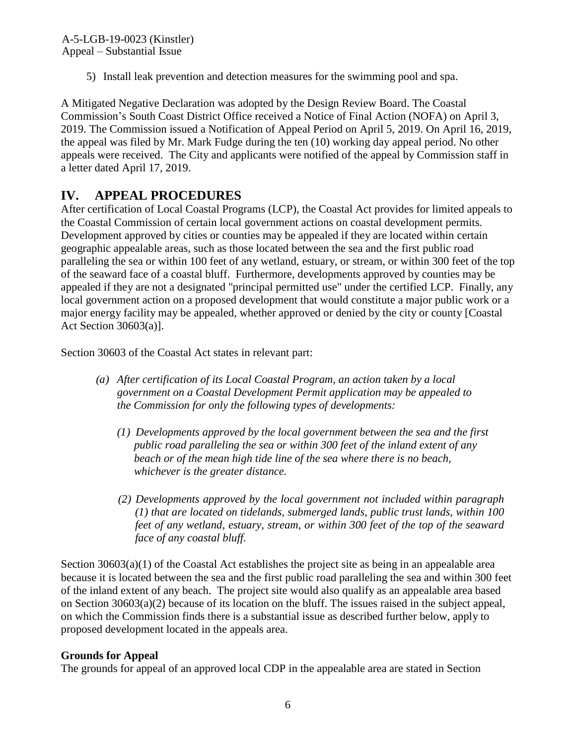5) Install leak prevention and detection measures for the swimming pool and spa.

A Mitigated Negative Declaration was adopted by the Design Review Board. The Coastal Commission's South Coast District Office received a Notice of Final Action (NOFA) on April 3, 2019. The Commission issued a Notification of Appeal Period on April 5, 2019. On April 16, 2019, the appeal was filed by Mr. Mark Fudge during the ten (10) working day appeal period. No other appeals were received. The City and applicants were notified of the appeal by Commission staff in a letter dated April 17, 2019.

# IV. APPEAL PROCEDURES

After certification of Local Coastal Programs (LCP), the Coastal Act provides for limited appeals to the Coastal Commission of certain local government actions on coastal development permits. Development approved by cities or counties may be appealed if they are located within certain geographic appealable areas, such as those located between the sea and the first public road paralleling the sea or within 100 feet of any wetland, estuary, or stream, or within 300 feet of the top of the seaward face of a coastal bluff. Furthermore, developments approved by counties may be appealed if they are not a designated "principal permitted use" under the certified LCP. Finally, any local government action on a proposed development that would constitute a major public work or a major energy facility may be appealed, whether approved or denied by the city or county [Coastal Act Section 30603(a)].

Section 30603 of the Coastal Act states in relevant part:

> *(a) After certification of its Local Coastal Program, an action taken by a local government on a Coastal Development Permit application may be appealed to the Commission for only the following types of developments:*
>
> *(1) Developments approved by the local government between the sea and the first public road paralleling the sea or within 300 feet of the inland extent of any beach or of the mean high tide line of the sea where there is no beach, whichever is the greater distance.*
>
> *(2) Developments approved by the local government not included within paragraph (1) that are located on tidelands, submerged lands, public trust lands, within 100 feet of any wetland, estuary, stream, or within 300 feet of the top of the seaward face of any coastal bluff.*

Section 30603(a)(1) of the Coastal Act establishes the project site as being in an appealable area because it is located between the sea and the first public road paralleling the sea and within 300 feet of the inland extent of any beach. The project site would also qualify as an appealable area based on Section 30603(a)(2) because of its location on the bluff. The issues raised in the subject appeal, on which the Commission finds there is a substantial issue as described further below, apply to proposed development located in the appeals area.

### Grounds for Appeal

The grounds for appeal of an approved local CDP in the appealable area are stated in Section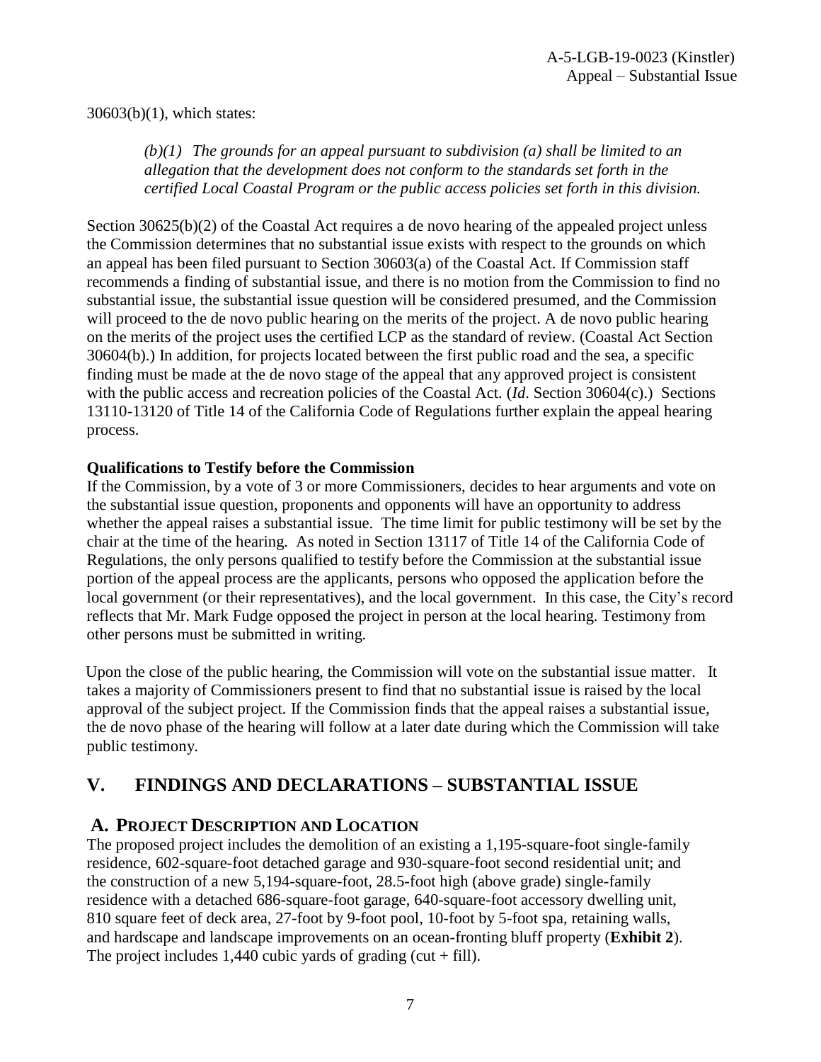30603(b)(1), which states:

> *(b)(1) The grounds for an appeal pursuant to subdivision (a) shall be limited to an allegation that the development does not conform to the standards set forth in the certified Local Coastal Program or the public access policies set forth in this division.*

Section 30625(b)(2) of the Coastal Act requires a de novo hearing of the appealed project unless the Commission determines that no substantial issue exists with respect to the grounds on which an appeal has been filed pursuant to Section 30603(a) of the Coastal Act. If Commission staff recommends a finding of substantial issue, and there is no motion from the Commission to find no substantial issue, the substantial issue question will be considered presumed, and the Commission will proceed to the de novo public hearing on the merits of the project. A de novo public hearing on the merits of the project uses the certified LCP as the standard of review. (Coastal Act Section 30604(b).) In addition, for projects located between the first public road and the sea, a specific finding must be made at the de novo stage of the appeal that any approved project is consistent with the public access and recreation policies of the Coastal Act. (*Id*. Section 30604(c).) Sections 13110-13120 of Title 14 of the California Code of Regulations further explain the appeal hearing process.

**Qualifications to Testify before the Commission**

If the Commission, by a vote of 3 or more Commissioners, decides to hear arguments and vote on the substantial issue question, proponents and opponents will have an opportunity to address whether the appeal raises a substantial issue. The time limit for public testimony will be set by the chair at the time of the hearing. As noted in Section 13117 of Title 14 of the California Code of Regulations, the only persons qualified to testify before the Commission at the substantial issue portion of the appeal process are the applicants, persons who opposed the application before the local government (or their representatives), and the local government. In this case, the City's record reflects that Mr. Mark Fudge opposed the project in person at the local hearing. Testimony from other persons must be submitted in writing.

Upon the close of the public hearing, the Commission will vote on the substantial issue matter. It takes a majority of Commissioners present to find that no substantial issue is raised by the local approval of the subject project. If the Commission finds that the appeal raises a substantial issue, the de novo phase of the hearing will follow at a later date during which the Commission will take public testimony.

## V. FINDINGS AND DECLARATIONS – SUBSTANTIAL ISSUE

### A. PROJECT DESCRIPTION AND LOCATION

The proposed project includes the demolition of an existing a 1,195-square-foot single-family residence, 602-square-foot detached garage and 930-square-foot second residential unit; and the construction of a new 5,194-square-foot, 28.5-foot high (above grade) single-family residence with a detached 686-square-foot garage, 640-square-foot accessory dwelling unit, 810 square feet of deck area, 27-foot by 9-foot pool, 10-foot by 5-foot spa, retaining walls, and hardscape and landscape improvements on an ocean-fronting bluff property (**Exhibit 2**). The project includes 1,440 cubic yards of grading (cut + fill).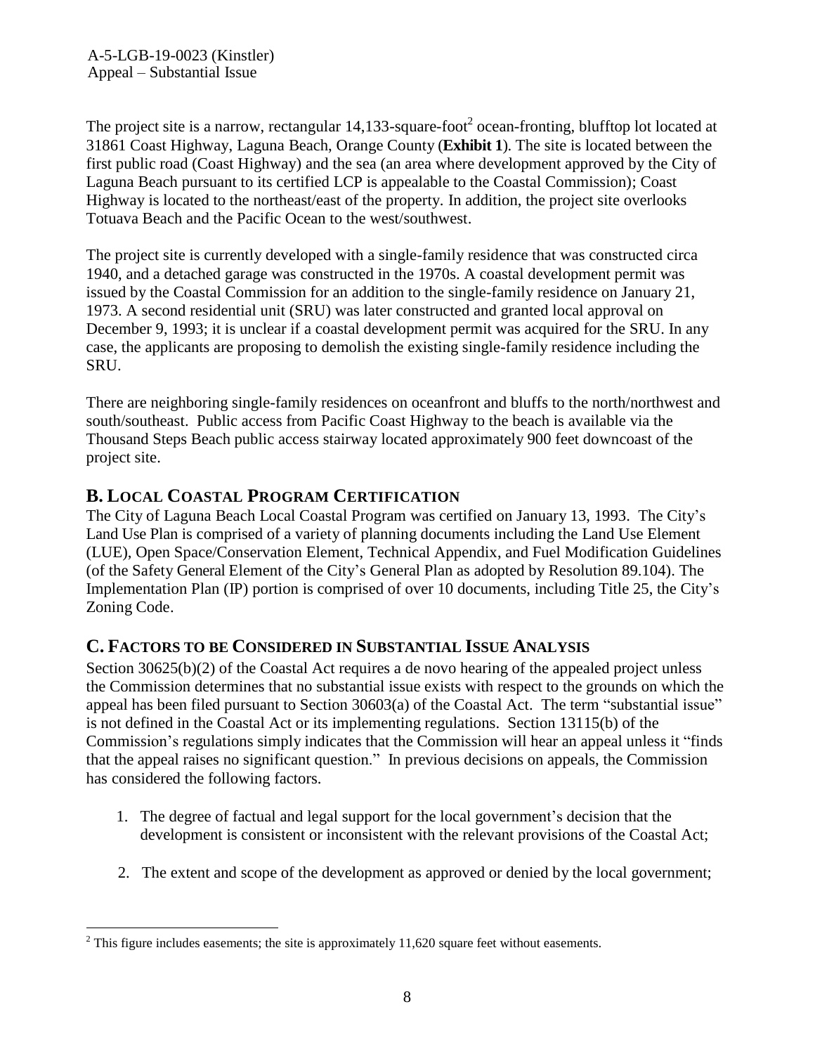The project site is a narrow, rectangular 14,133-square-foot[2] ocean-fronting, blufftop lot located at 31861 Coast Highway, Laguna Beach, Orange County (**Exhibit 1**). The site is located between the first public road (Coast Highway) and the sea (an area where development approved by the City of Laguna Beach pursuant to its certified LCP is appealable to the Coastal Commission); Coast Highway is located to the northeast/east of the property. In addition, the project site overlooks Totuava Beach and the Pacific Ocean to the west/southwest.

The project site is currently developed with a single-family residence that was constructed circa 1940, and a detached garage was constructed in the 1970s. A coastal development permit was issued by the Coastal Commission for an addition to the single-family residence on January 21, 1973. A second residential unit (SRU) was later constructed and granted local approval on December 9, 1993; it is unclear if a coastal development permit was acquired for the SRU. In any case, the applicants are proposing to demolish the existing single-family residence including the SRU.

There are neighboring single-family residences on oceanfront and bluffs to the north/northwest and south/southeast. Public access from Pacific Coast Highway to the beach is available via the Thousand Steps Beach public access stairway located approximately 900 feet downcoast of the project site.

## B. Local Coastal Program Certification

The City of Laguna Beach Local Coastal Program was certified on January 13, 1993. The City's Land Use Plan is comprised of a variety of planning documents including the Land Use Element (LUE), Open Space/Conservation Element, Technical Appendix, and Fuel Modification Guidelines (of the Safety General Element of the City's General Plan as adopted by Resolution 89.104). The Implementation Plan (IP) portion is comprised of over 10 documents, including Title 25, the City's Zoning Code.

## C. Factors to be Considered in Substantial Issue Analysis

Section 30625(b)(2) of the Coastal Act requires a de novo hearing of the appealed project unless the Commission determines that no substantial issue exists with respect to the grounds on which the appeal has been filed pursuant to Section 30603(a) of the Coastal Act. The term "substantial issue" is not defined in the Coastal Act or its implementing regulations. Section 13115(b) of the Commission's regulations simply indicates that the Commission will hear an appeal unless it "finds that the appeal raises no significant question." In previous decisions on appeals, the Commission has considered the following factors.

1. The degree of factual and legal support for the local government's decision that the development is consistent or inconsistent with the relevant provisions of the Coastal Act;

2. The extent and scope of the development as approved or denied by the local government;

---

[2] This figure includes easements; the site is approximately 11,620 square feet without easements.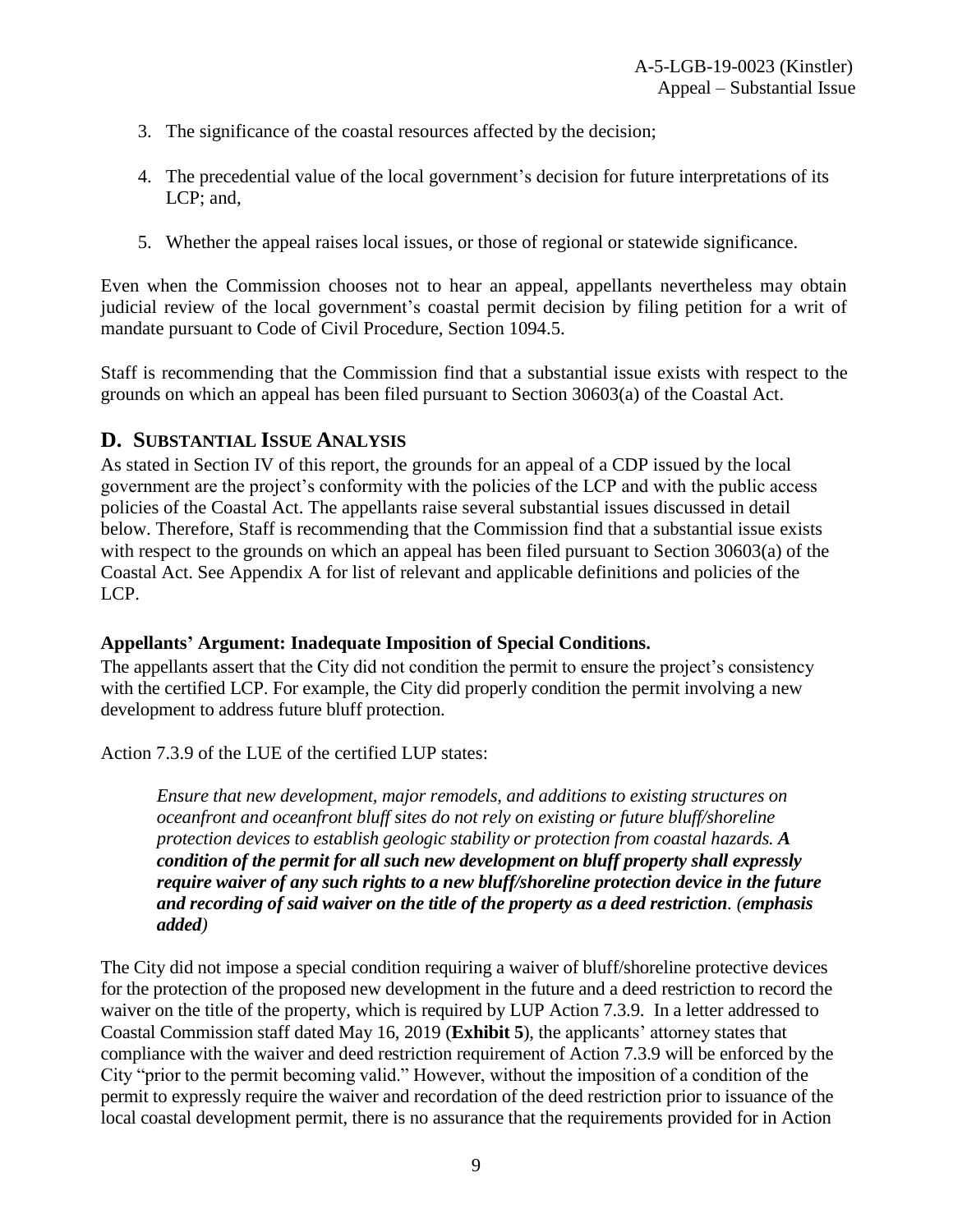3. The significance of the coastal resources affected by the decision;

4. The precedential value of the local government's decision for future interpretations of its LCP; and,

5. Whether the appeal raises local issues, or those of regional or statewide significance.

Even when the Commission chooses not to hear an appeal, appellants nevertheless may obtain judicial review of the local government's coastal permit decision by filing petition for a writ of mandate pursuant to Code of Civil Procedure, Section 1094.5.

Staff is recommending that the Commission find that a substantial issue exists with respect to the grounds on which an appeal has been filed pursuant to Section 30603(a) of the Coastal Act.

## D. SUBSTANTIAL ISSUE ANALYSIS

As stated in Section IV of this report, the grounds for an appeal of a CDP issued by the local government are the project's conformity with the policies of the LCP and with the public access policies of the Coastal Act. The appellants raise several substantial issues discussed in detail below. Therefore, Staff is recommending that the Commission find that a substantial issue exists with respect to the grounds on which an appeal has been filed pursuant to Section 30603(a) of the Coastal Act. See Appendix A for list of relevant and applicable definitions and policies of the LCP.

**Appellants' Argument: Inadequate Imposition of Special Conditions.**

The appellants assert that the City did not condition the permit to ensure the project's consistency with the certified LCP. For example, the City did properly condition the permit involving a new development to address future bluff protection.

Action 7.3.9 of the LUE of the certified LUP states:

> *Ensure that new development, major remodels, and additions to existing structures on oceanfront and oceanfront bluff sites do not rely on existing or future bluff/shoreline protection devices to establish geologic stability or protection from coastal hazards.* ***A condition of the permit for all such new development on bluff property shall expressly require waiver of any such rights to a new bluff/shoreline protection device in the future and recording of said waiver on the title of the property as a deed restriction****. (**emphasis added**)*

The City did not impose a special condition requiring a waiver of bluff/shoreline protective devices for the protection of the proposed new development in the future and a deed restriction to record the waiver on the title of the property, which is required by LUP Action 7.3.9. In a letter addressed to Coastal Commission staff dated May 16, 2019 (**Exhibit 5**), the applicants' attorney states that compliance with the waiver and deed restriction requirement of Action 7.3.9 will be enforced by the City "prior to the permit becoming valid." However, without the imposition of a condition of the permit to expressly require the waiver and recordation of the deed restriction prior to issuance of the local coastal development permit, there is no assurance that the requirements provided for in Action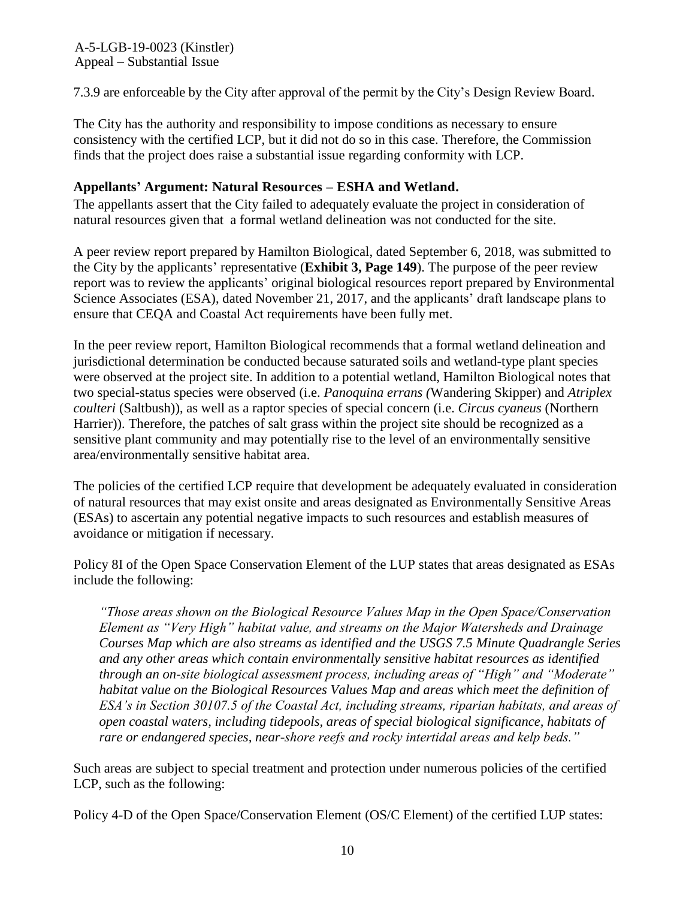7.3.9 are enforceable by the City after approval of the permit by the City's Design Review Board.

The City has the authority and responsibility to impose conditions as necessary to ensure consistency with the certified LCP, but it did not do so in this case. Therefore, the Commission finds that the project does raise a substantial issue regarding conformity with LCP.

**Appellants' Argument: Natural Resources – ESHA and Wetland.**
The appellants assert that the City failed to adequately evaluate the project in consideration of natural resources given that a formal wetland delineation was not conducted for the site.

A peer review report prepared by Hamilton Biological, dated September 6, 2018, was submitted to the City by the applicants' representative (**Exhibit 3, Page 149**). The purpose of the peer review report was to review the applicants' original biological resources report prepared by Environmental Science Associates (ESA), dated November 21, 2017, and the applicants' draft landscape plans to ensure that CEQA and Coastal Act requirements have been fully met.

In the peer review report, Hamilton Biological recommends that a formal wetland delineation and jurisdictional determination be conducted because saturated soils and wetland-type plant species were observed at the project site. In addition to a potential wetland, Hamilton Biological notes that two special-status species were observed (i.e. *Panoquina errans (*Wandering Skipper) and *Atriplex coulteri* (Saltbush)), as well as a raptor species of special concern (i.e. *Circus cyaneus* (Northern Harrier)). Therefore, the patches of salt grass within the project site should be recognized as a sensitive plant community and may potentially rise to the level of an environmentally sensitive area/environmentally sensitive habitat area.

The policies of the certified LCP require that development be adequately evaluated in consideration of natural resources that may exist onsite and areas designated as Environmentally Sensitive Areas (ESAs) to ascertain any potential negative impacts to such resources and establish measures of avoidance or mitigation if necessary.

Policy 8I of the Open Space Conservation Element of the LUP states that areas designated as ESAs include the following:

> *"Those areas shown on the Biological Resource Values Map in the Open Space/Conservation Element as "Very High" habitat value, and streams on the Major Watersheds and Drainage Courses Map which are also streams as identified and the USGS 7.5 Minute Quadrangle Series and any other areas which contain environmentally sensitive habitat resources as identified through an on-site biological assessment process, including areas of "High" and "Moderate" habitat value on the Biological Resources Values Map and areas which meet the definition of ESA's in Section 30107.5 of the Coastal Act, including streams, riparian habitats, and areas of open coastal waters, including tidepools, areas of special biological significance, habitats of rare or endangered species, near-shore reefs and rocky intertidal areas and kelp beds."*

Such areas are subject to special treatment and protection under numerous policies of the certified LCP, such as the following:

Policy 4-D of the Open Space/Conservation Element (OS/C Element) of the certified LUP states: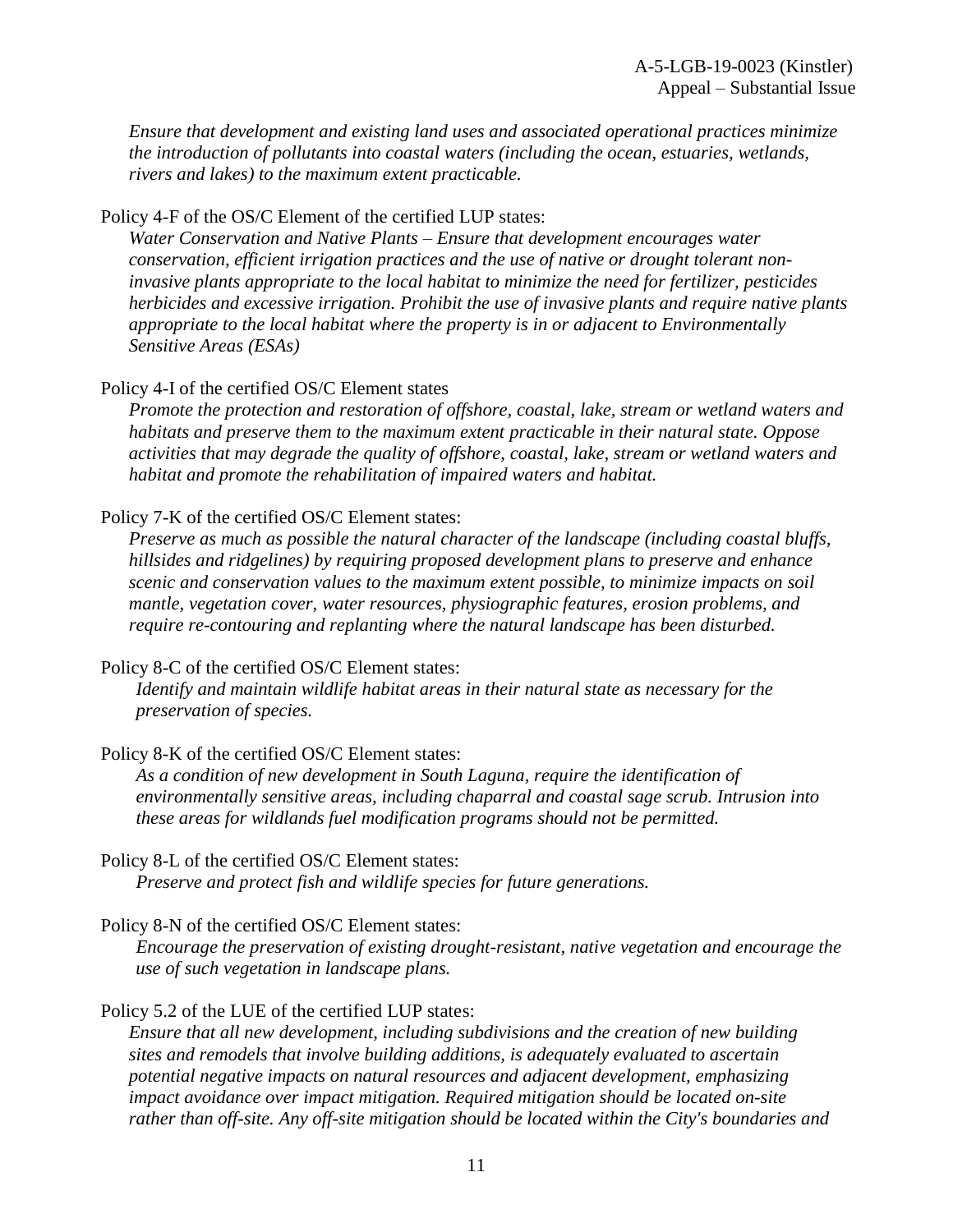*Ensure that development and existing land uses and associated operational practices minimize the introduction of pollutants into coastal waters (including the ocean, estuaries, wetlands, rivers and lakes) to the maximum extent practicable.*

Policy 4-F of the OS/C Element of the certified LUP states:

> *Water Conservation and Native Plants – Ensure that development encourages water conservation, efficient irrigation practices and the use of native or drought tolerant non-invasive plants appropriate to the local habitat to minimize the need for fertilizer, pesticides herbicides and excessive irrigation. Prohibit the use of invasive plants and require native plants appropriate to the local habitat where the property is in or adjacent to Environmentally Sensitive Areas (ESAs)*

Policy 4-I of the certified OS/C Element states

> *Promote the protection and restoration of offshore, coastal, lake, stream or wetland waters and habitats and preserve them to the maximum extent practicable in their natural state. Oppose activities that may degrade the quality of offshore, coastal, lake, stream or wetland waters and habitat and promote the rehabilitation of impaired waters and habitat.*

Policy 7-K of the certified OS/C Element states:

> *Preserve as much as possible the natural character of the landscape (including coastal bluffs, hillsides and ridgelines) by requiring proposed development plans to preserve and enhance scenic and conservation values to the maximum extent possible, to minimize impacts on soil mantle, vegetation cover, water resources, physiographic features, erosion problems, and require re-contouring and replanting where the natural landscape has been disturbed.*

Policy 8-C of the certified OS/C Element states:

> *Identify and maintain wildlife habitat areas in their natural state as necessary for the preservation of species.*

Policy 8-K of the certified OS/C Element states:

> *As a condition of new development in South Laguna, require the identification of environmentally sensitive areas, including chaparral and coastal sage scrub. Intrusion into these areas for wildlands fuel modification programs should not be permitted.*

Policy 8-L of the certified OS/C Element states:

> *Preserve and protect fish and wildlife species for future generations.*

Policy 8-N of the certified OS/C Element states:

> *Encourage the preservation of existing drought-resistant, native vegetation and encourage the use of such vegetation in landscape plans.*

Policy 5.2 of the LUE of the certified LUP states:

> *Ensure that all new development, including subdivisions and the creation of new building sites and remodels that involve building additions, is adequately evaluated to ascertain potential negative impacts on natural resources and adjacent development, emphasizing impact avoidance over impact mitigation. Required mitigation should be located on-site rather than off-site. Any off-site mitigation should be located within the City's boundaries and*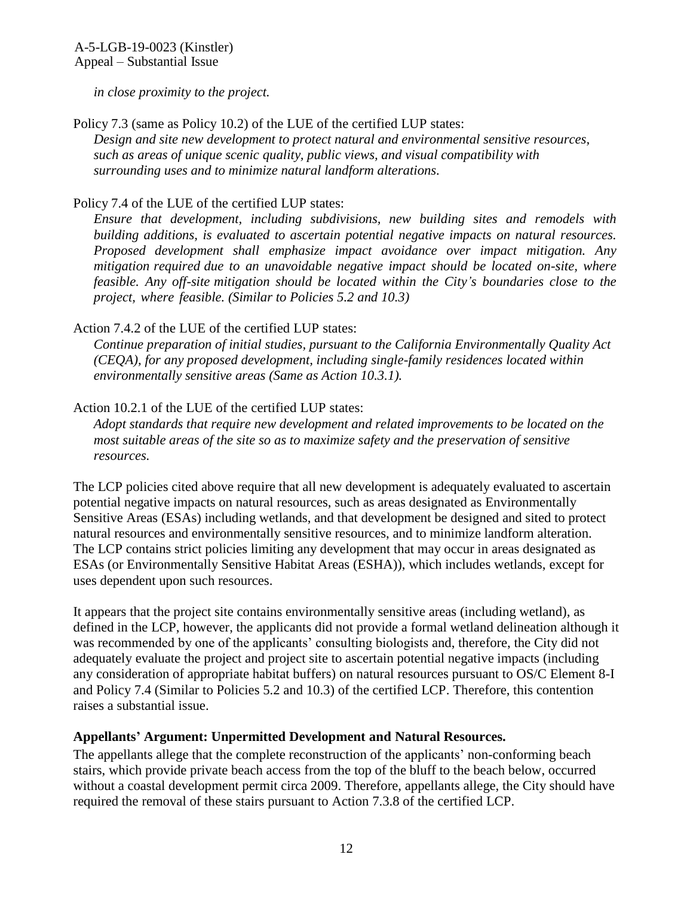*in close proximity to the project.*

Policy 7.3 (same as Policy 10.2) of the LUE of the certified LUP states:

> *Design and site new development to protect natural and environmental sensitive resources, such as areas of unique scenic quality, public views, and visual compatibility with surrounding uses and to minimize natural landform alterations.*

Policy 7.4 of the LUE of the certified LUP states:

> *Ensure that development, including subdivisions, new building sites and remodels with building additions, is evaluated to ascertain potential negative impacts on natural resources. Proposed development shall emphasize impact avoidance over impact mitigation. Any mitigation required due to an unavoidable negative impact should be located on-site, where feasible. Any off-site mitigation should be located within the City's boundaries close to the project, where feasible. (Similar to Policies 5.2 and 10.3)*

Action 7.4.2 of the LUE of the certified LUP states:

> *Continue preparation of initial studies, pursuant to the California Environmentally Quality Act (CEQA), for any proposed development, including single-family residences located within environmentally sensitive areas (Same as Action 10.3.1).*

Action 10.2.1 of the LUE of the certified LUP states:

> *Adopt standards that require new development and related improvements to be located on the most suitable areas of the site so as to maximize safety and the preservation of sensitive resources.*

The LCP policies cited above require that all new development is adequately evaluated to ascertain potential negative impacts on natural resources, such as areas designated as Environmentally Sensitive Areas (ESAs) including wetlands, and that development be designed and sited to protect natural resources and environmentally sensitive resources, and to minimize landform alteration. The LCP contains strict policies limiting any development that may occur in areas designated as ESAs (or Environmentally Sensitive Habitat Areas (ESHA)), which includes wetlands, except for uses dependent upon such resources.

It appears that the project site contains environmentally sensitive areas (including wetland), as defined in the LCP, however, the applicants did not provide a formal wetland delineation although it was recommended by one of the applicants' consulting biologists and, therefore, the City did not adequately evaluate the project and project site to ascertain potential negative impacts (including any consideration of appropriate habitat buffers) on natural resources pursuant to OS/C Element 8-I and Policy 7.4 (Similar to Policies 5.2 and 10.3) of the certified LCP. Therefore, this contention raises a substantial issue.

**Appellants' Argument: Unpermitted Development and Natural Resources.**

The appellants allege that the complete reconstruction of the applicants' non-conforming beach stairs, which provide private beach access from the top of the bluff to the beach below, occurred without a coastal development permit circa 2009. Therefore, appellants allege, the City should have required the removal of these stairs pursuant to Action 7.3.8 of the certified LCP.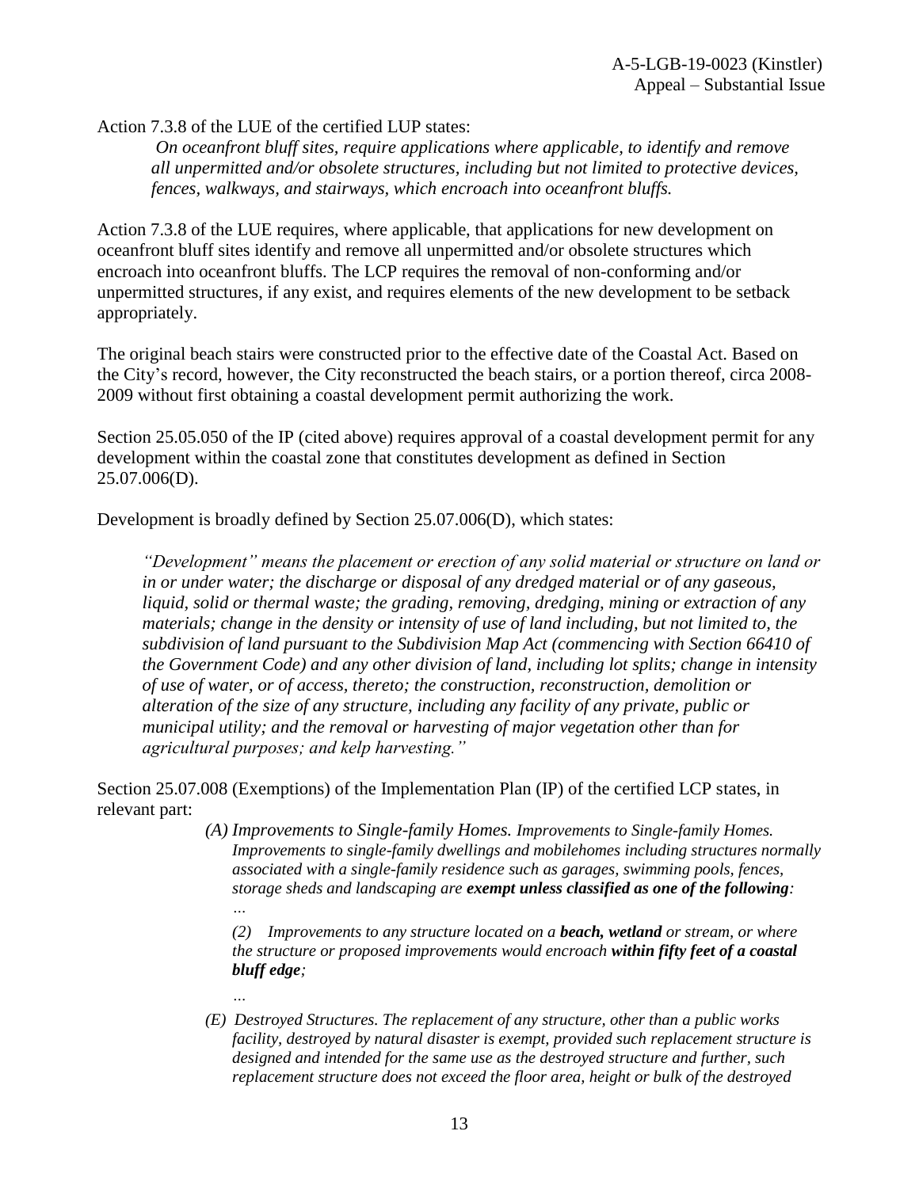Action 7.3.8 of the LUE of the certified LUP states:

> *On oceanfront bluff sites, require applications where applicable, to identify and remove all unpermitted and/or obsolete structures, including but not limited to protective devices, fences, walkways, and stairways, which encroach into oceanfront bluffs.*

Action 7.3.8 of the LUE requires, where applicable, that applications for new development on oceanfront bluff sites identify and remove all unpermitted and/or obsolete structures which encroach into oceanfront bluffs. The LCP requires the removal of non-conforming and/or unpermitted structures, if any exist, and requires elements of the new development to be setback appropriately.

The original beach stairs were constructed prior to the effective date of the Coastal Act. Based on the City's record, however, the City reconstructed the beach stairs, or a portion thereof, circa 2008-2009 without first obtaining a coastal development permit authorizing the work.

Section 25.05.050 of the IP (cited above) requires approval of a coastal development permit for any development within the coastal zone that constitutes development as defined in Section 25.07.006(D).

Development is broadly defined by Section 25.07.006(D), which states:

> *"Development" means the placement or erection of any solid material or structure on land or in or under water; the discharge or disposal of any dredged material or of any gaseous, liquid, solid or thermal waste; the grading, removing, dredging, mining or extraction of any materials; change in the density or intensity of use of land including, but not limited to, the subdivision of land pursuant to the Subdivision Map Act (commencing with Section 66410 of the Government Code) and any other division of land, including lot splits; change in intensity of use of water, or of access, thereto; the construction, reconstruction, demolition or alteration of the size of any structure, including any facility of any private, public or municipal utility; and the removal or harvesting of major vegetation other than for agricultural purposes; and kelp harvesting."*

Section 25.07.008 (Exemptions) of the Implementation Plan (IP) of the certified LCP states, in relevant part:

> *(A) Improvements to Single-family Homes. Improvements to Single-family Homes. Improvements to single-family dwellings and mobilehomes including structures normally associated with a single-family residence such as garages, swimming pools, fences, storage sheds and landscaping are* ***exempt unless classified as one of the following****:*
>
> *…*
>
> *(2) Improvements to any structure located on a* ***beach, wetland*** *or stream, or where the structure or proposed improvements would encroach* ***within fifty feet of a coastal bluff edge****;*
>
> *…*
>
> *(E) Destroyed Structures. The replacement of any structure, other than a public works facility, destroyed by natural disaster is exempt, provided such replacement structure is designed and intended for the same use as the destroyed structure and further, such replacement structure does not exceed the floor area, height or bulk of the destroyed*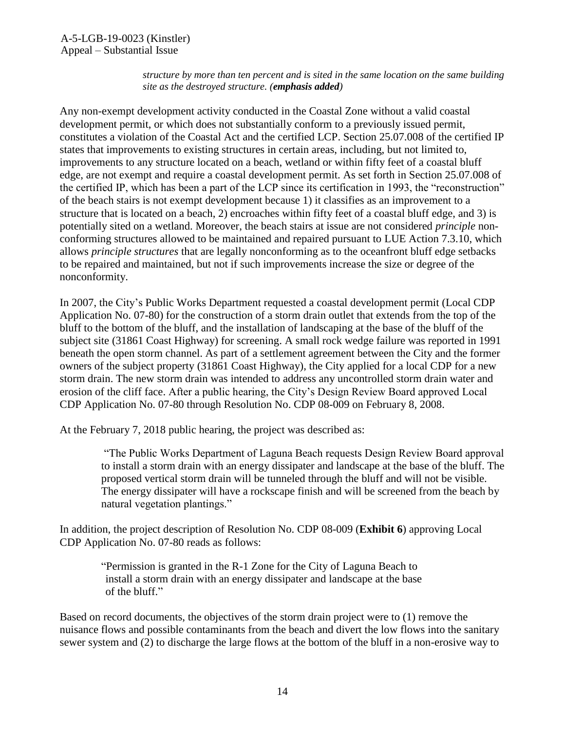*structure by more than ten percent and is sited in the same location on the same building site as the destroyed structure. (**emphasis added**)*

Any non-exempt development activity conducted in the Coastal Zone without a valid coastal development permit, or which does not substantially conform to a previously issued permit, constitutes a violation of the Coastal Act and the certified LCP. Section 25.07.008 of the certified IP states that improvements to existing structures in certain areas, including, but not limited to, improvements to any structure located on a beach, wetland or within fifty feet of a coastal bluff edge, are not exempt and require a coastal development permit. As set forth in Section 25.07.008 of the certified IP, which has been a part of the LCP since its certification in 1993, the "reconstruction" of the beach stairs is not exempt development because 1) it classifies as an improvement to a structure that is located on a beach, 2) encroaches within fifty feet of a coastal bluff edge, and 3) is potentially sited on a wetland. Moreover, the beach stairs at issue are not considered *principle* non-conforming structures allowed to be maintained and repaired pursuant to LUE Action 7.3.10, which allows *principle structures* that are legally nonconforming as to the oceanfront bluff edge setbacks to be repaired and maintained, but not if such improvements increase the size or degree of the nonconformity.

In 2007, the City's Public Works Department requested a coastal development permit (Local CDP Application No. 07-80) for the construction of a storm drain outlet that extends from the top of the bluff to the bottom of the bluff, and the installation of landscaping at the base of the bluff of the subject site (31861 Coast Highway) for screening. A small rock wedge failure was reported in 1991 beneath the open storm channel. As part of a settlement agreement between the City and the former owners of the subject property (31861 Coast Highway), the City applied for a local CDP for a new storm drain. The new storm drain was intended to address any uncontrolled storm drain water and erosion of the cliff face. After a public hearing, the City's Design Review Board approved Local CDP Application No. 07-80 through Resolution No. CDP 08-009 on February 8, 2008.

At the February 7, 2018 public hearing, the project was described as:

> "The Public Works Department of Laguna Beach requests Design Review Board approval to install a storm drain with an energy dissipater and landscape at the base of the bluff. The proposed vertical storm drain will be tunneled through the bluff and will not be visible. The energy dissipater will have a rockscape finish and will be screened from the beach by natural vegetation plantings."

In addition, the project description of Resolution No. CDP 08-009 (**Exhibit 6**) approving Local CDP Application No. 07-80 reads as follows:

> "Permission is granted in the R-1 Zone for the City of Laguna Beach to install a storm drain with an energy dissipater and landscape at the base of the bluff."

Based on record documents, the objectives of the storm drain project were to (1) remove the nuisance flows and possible contaminants from the beach and divert the low flows into the sanitary sewer system and (2) to discharge the large flows at the bottom of the bluff in a non-erosive way to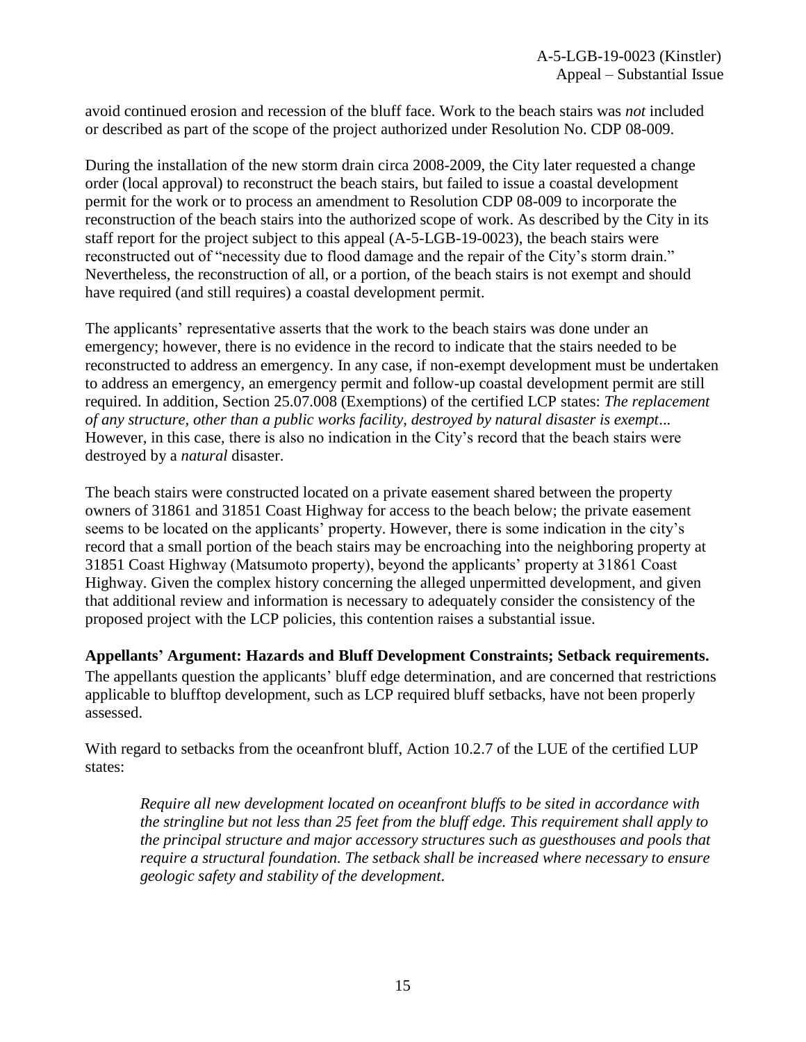avoid continued erosion and recession of the bluff face. Work to the beach stairs was *not* included or described as part of the scope of the project authorized under Resolution No. CDP 08-009.

During the installation of the new storm drain circa 2008-2009, the City later requested a change order (local approval) to reconstruct the beach stairs, but failed to issue a coastal development permit for the work or to process an amendment to Resolution CDP 08-009 to incorporate the reconstruction of the beach stairs into the authorized scope of work. As described by the City in its staff report for the project subject to this appeal (A-5-LGB-19-0023), the beach stairs were reconstructed out of "necessity due to flood damage and the repair of the City's storm drain." Nevertheless, the reconstruction of all, or a portion, of the beach stairs is not exempt and should have required (and still requires) a coastal development permit.

The applicants' representative asserts that the work to the beach stairs was done under an emergency; however, there is no evidence in the record to indicate that the stairs needed to be reconstructed to address an emergency. In any case, if non-exempt development must be undertaken to address an emergency, an emergency permit and follow-up coastal development permit are still required. In addition, Section 25.07.008 (Exemptions) of the certified LCP states: *The replacement of any structure, other than a public works facility, destroyed by natural disaster is exempt...* However, in this case, there is also no indication in the City's record that the beach stairs were destroyed by a *natural* disaster.

The beach stairs were constructed located on a private easement shared between the property owners of 31861 and 31851 Coast Highway for access to the beach below; the private easement seems to be located on the applicants' property. However, there is some indication in the city's record that a small portion of the beach stairs may be encroaching into the neighboring property at 31851 Coast Highway (Matsumoto property), beyond the applicants' property at 31861 Coast Highway. Given the complex history concerning the alleged unpermitted development, and given that additional review and information is necessary to adequately consider the consistency of the proposed project with the LCP policies, this contention raises a substantial issue.

**Appellants' Argument: Hazards and Bluff Development Constraints; Setback requirements.**

The appellants question the applicants' bluff edge determination, and are concerned that restrictions applicable to blufftop development, such as LCP required bluff setbacks, have not been properly assessed.

With regard to setbacks from the oceanfront bluff, Action 10.2.7 of the LUE of the certified LUP states:

> *Require all new development located on oceanfront bluffs to be sited in accordance with the stringline but not less than 25 feet from the bluff edge. This requirement shall apply to the principal structure and major accessory structures such as guesthouses and pools that require a structural foundation. The setback shall be increased where necessary to ensure geologic safety and stability of the development.*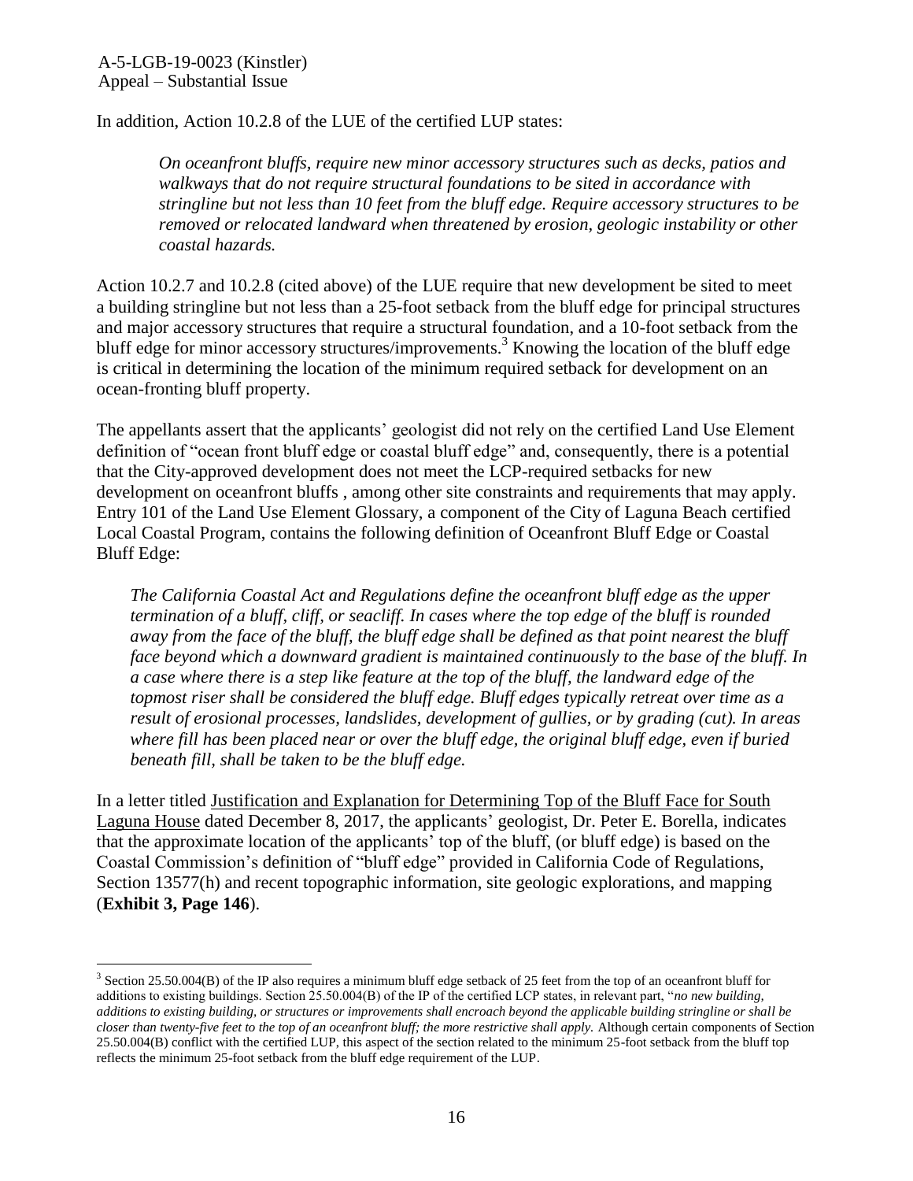In addition, Action 10.2.8 of the LUE of the certified LUP states:

> *On oceanfront bluffs, require new minor accessory structures such as decks, patios and walkways that do not require structural foundations to be sited in accordance with stringline but not less than 10 feet from the bluff edge. Require accessory structures to be removed or relocated landward when threatened by erosion, geologic instability or other coastal hazards.*

Action 10.2.7 and 10.2.8 (cited above) of the LUE require that new development be sited to meet a building stringline but not less than a 25-foot setback from the bluff edge for principal structures and major accessory structures that require a structural foundation, and a 10-foot setback from the bluff edge for minor accessory structures/improvements.[3] Knowing the location of the bluff edge is critical in determining the location of the minimum required setback for development on an ocean-fronting bluff property.

The appellants assert that the applicants' geologist did not rely on the certified Land Use Element definition of "ocean front bluff edge or coastal bluff edge" and, consequently, there is a potential that the City-approved development does not meet the LCP-required setbacks for new development on oceanfront bluffs , among other site constraints and requirements that may apply. Entry 101 of the Land Use Element Glossary, a component of the City of Laguna Beach certified Local Coastal Program, contains the following definition of Oceanfront Bluff Edge or Coastal Bluff Edge:

> *The California Coastal Act and Regulations define the oceanfront bluff edge as the upper termination of a bluff, cliff, or seacliff. In cases where the top edge of the bluff is rounded away from the face of the bluff, the bluff edge shall be defined as that point nearest the bluff face beyond which a downward gradient is maintained continuously to the base of the bluff. In a case where there is a step like feature at the top of the bluff, the landward edge of the topmost riser shall be considered the bluff edge. Bluff edges typically retreat over time as a result of erosional processes, landslides, development of gullies, or by grading (cut). In areas where fill has been placed near or over the bluff edge, the original bluff edge, even if buried beneath fill, shall be taken to be the bluff edge.*

In a letter titled <u>Justification and Explanation for Determining Top of the Bluff Face for South Laguna House</u> dated December 8, 2017, the applicants' geologist, Dr. Peter E. Borella, indicates that the approximate location of the applicants' top of the bluff, (or bluff edge) is based on the Coastal Commission's definition of "bluff edge" provided in California Code of Regulations, Section 13577(h) and recent topographic information, site geologic explorations, and mapping (**Exhibit 3, Page 146**).

---

[3] Section 25.50.004(B) of the IP also requires a minimum bluff edge setback of 25 feet from the top of an oceanfront bluff for additions to existing buildings. Section 25.50.004(B) of the IP of the certified LCP states, in relevant part, "*no new building, additions to existing building, or structures or improvements shall encroach beyond the applicable building stringline or shall be closer than twenty-five feet to the top of an oceanfront bluff; the more restrictive shall apply.* Although certain components of Section 25.50.004(B) conflict with the certified LUP, this aspect of the section related to the minimum 25-foot setback from the bluff top reflects the minimum 25-foot setback from the bluff edge requirement of the LUP.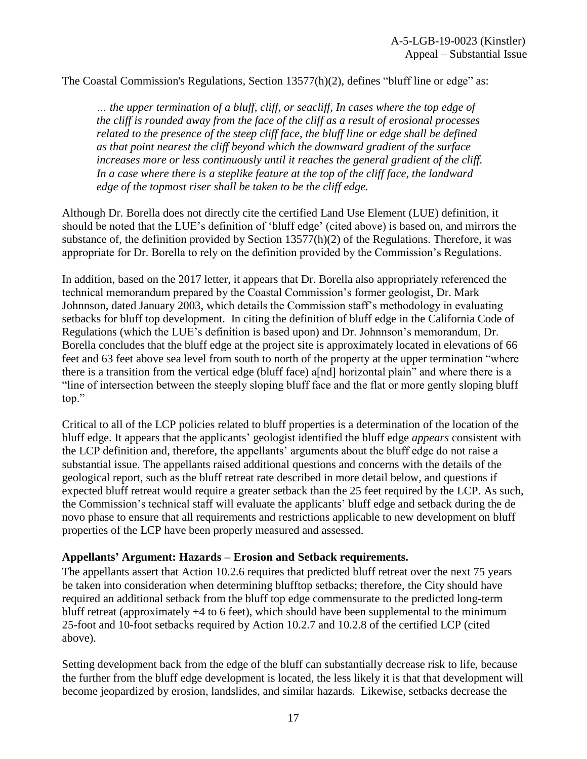The Coastal Commission's Regulations, Section 13577(h)(2), defines "bluff line or edge" as:

> *… the upper termination of a bluff, cliff, or seacliff, In cases where the top edge of the cliff is rounded away from the face of the cliff as a result of erosional processes related to the presence of the steep cliff face, the bluff line or edge shall be defined as that point nearest the cliff beyond which the downward gradient of the surface increases more or less continuously until it reaches the general gradient of the cliff. In a case where there is a steplike feature at the top of the cliff face, the landward edge of the topmost riser shall be taken to be the cliff edge.*

Although Dr. Borella does not directly cite the certified Land Use Element (LUE) definition, it should be noted that the LUE's definition of 'bluff edge' (cited above) is based on, and mirrors the substance of, the definition provided by Section 13577(h)(2) of the Regulations. Therefore, it was appropriate for Dr. Borella to rely on the definition provided by the Commission's Regulations.

In addition, based on the 2017 letter, it appears that Dr. Borella also appropriately referenced the technical memorandum prepared by the Coastal Commission's former geologist, Dr. Mark Johnnson, dated January 2003, which details the Commission staff's methodology in evaluating setbacks for bluff top development. In citing the definition of bluff edge in the California Code of Regulations (which the LUE's definition is based upon) and Dr. Johnnson's memorandum, Dr. Borella concludes that the bluff edge at the project site is approximately located in elevations of 66 feet and 63 feet above sea level from south to north of the property at the upper termination "where there is a transition from the vertical edge (bluff face) a[nd] horizontal plain" and where there is a "line of intersection between the steeply sloping bluff face and the flat or more gently sloping bluff top."

Critical to all of the LCP policies related to bluff properties is a determination of the location of the bluff edge. It appears that the applicants' geologist identified the bluff edge *appears* consistent with the LCP definition and, therefore, the appellants' arguments about the bluff edge do not raise a substantial issue. The appellants raised additional questions and concerns with the details of the geological report, such as the bluff retreat rate described in more detail below, and questions if expected bluff retreat would require a greater setback than the 25 feet required by the LCP. As such, the Commission's technical staff will evaluate the applicants' bluff edge and setback during the de novo phase to ensure that all requirements and restrictions applicable to new development on bluff properties of the LCP have been properly measured and assessed.

**Appellants' Argument: Hazards – Erosion and Setback requirements.**

The appellants assert that Action 10.2.6 requires that predicted bluff retreat over the next 75 years be taken into consideration when determining blufftop setbacks; therefore, the City should have required an additional setback from the bluff top edge commensurate to the predicted long-term bluff retreat (approximately +4 to 6 feet), which should have been supplemental to the minimum 25-foot and 10-foot setbacks required by Action 10.2.7 and 10.2.8 of the certified LCP (cited above).

Setting development back from the edge of the bluff can substantially decrease risk to life, because the further from the bluff edge development is located, the less likely it is that that development will become jeopardized by erosion, landslides, and similar hazards. Likewise, setbacks decrease the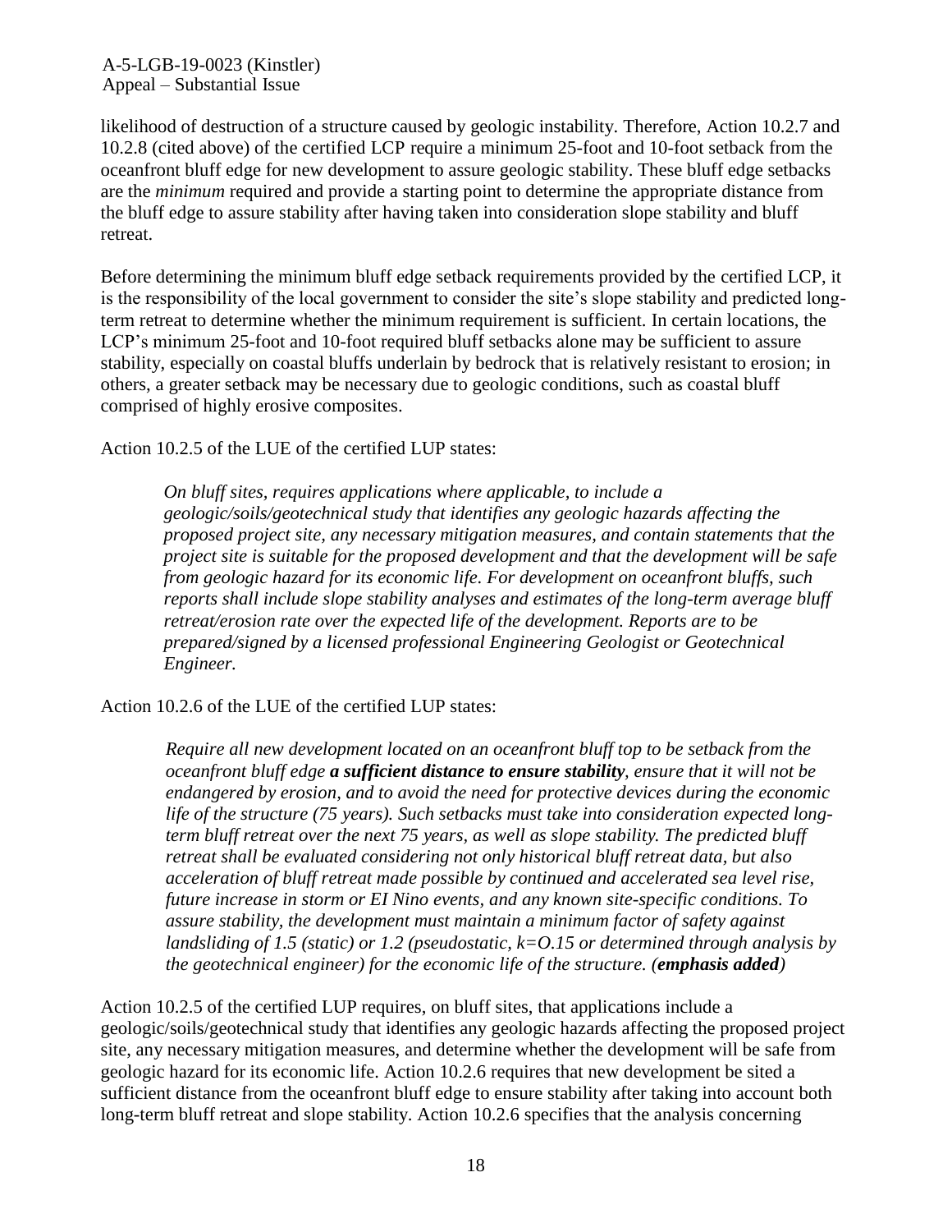likelihood of destruction of a structure caused by geologic instability. Therefore, Action 10.2.7 and 10.2.8 (cited above) of the certified LCP require a minimum 25-foot and 10-foot setback from the oceanfront bluff edge for new development to assure geologic stability. These bluff edge setbacks are the *minimum* required and provide a starting point to determine the appropriate distance from the bluff edge to assure stability after having taken into consideration slope stability and bluff retreat.

Before determining the minimum bluff edge setback requirements provided by the certified LCP, it is the responsibility of the local government to consider the site's slope stability and predicted long-term retreat to determine whether the minimum requirement is sufficient. In certain locations, the LCP's minimum 25-foot and 10-foot required bluff setbacks alone may be sufficient to assure stability, especially on coastal bluffs underlain by bedrock that is relatively resistant to erosion; in others, a greater setback may be necessary due to geologic conditions, such as coastal bluff comprised of highly erosive composites.

Action 10.2.5 of the LUE of the certified LUP states:

> *On bluff sites, requires applications where applicable, to include a geologic/soils/geotechnical study that identifies any geologic hazards affecting the proposed project site, any necessary mitigation measures, and contain statements that the project site is suitable for the proposed development and that the development will be safe from geologic hazard for its economic life. For development on oceanfront bluffs, such reports shall include slope stability analyses and estimates of the long-term average bluff retreat/erosion rate over the expected life of the development. Reports are to be prepared/signed by a licensed professional Engineering Geologist or Geotechnical Engineer.*

Action 10.2.6 of the LUE of the certified LUP states:

> *Require all new development located on an oceanfront bluff top to be setback from the oceanfront bluff edge* ***a sufficient distance to ensure stability****, ensure that it will not be endangered by erosion, and to avoid the need for protective devices during the economic life of the structure (75 years). Such setbacks must take into consideration expected long-term bluff retreat over the next 75 years, as well as slope stability. The predicted bluff retreat shall be evaluated considering not only historical bluff retreat data, but also acceleration of bluff retreat made possible by continued and accelerated sea level rise, future increase in storm or El Nino events, and any known site-specific conditions. To assure stability, the development must maintain a minimum factor of safety against landsliding of 1.5 (static) or 1.2 (pseudostatic, k=O.15 or determined through analysis by the geotechnical engineer) for the economic life of the structure. (****emphasis added****)*

Action 10.2.5 of the certified LUP requires, on bluff sites, that applications include a geologic/soils/geotechnical study that identifies any geologic hazards affecting the proposed project site, any necessary mitigation measures, and determine whether the development will be safe from geologic hazard for its economic life. Action 10.2.6 requires that new development be sited a sufficient distance from the oceanfront bluff edge to ensure stability after taking into account both long-term bluff retreat and slope stability. Action 10.2.6 specifies that the analysis concerning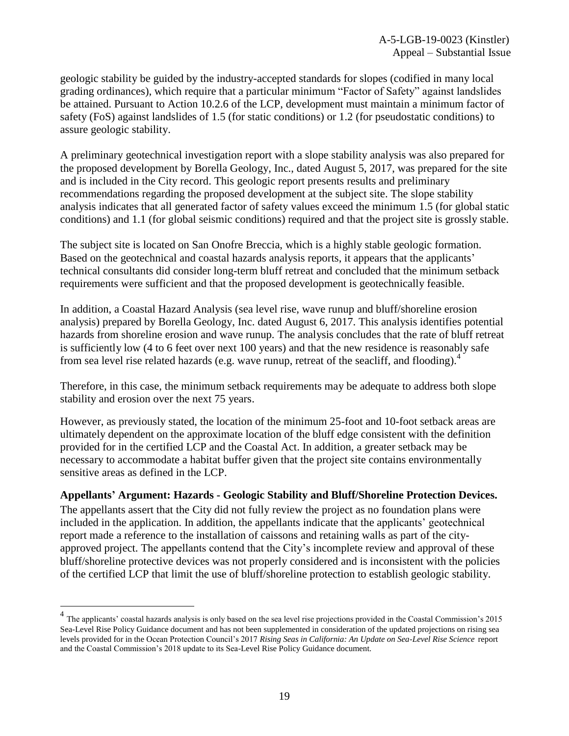geologic stability be guided by the industry-accepted standards for slopes (codified in many local grading ordinances), which require that a particular minimum "Factor of Safety" against landslides be attained. Pursuant to Action 10.2.6 of the LCP, development must maintain a minimum factor of safety (FoS) against landslides of 1.5 (for static conditions) or 1.2 (for pseudostatic conditions) to assure geologic stability.

A preliminary geotechnical investigation report with a slope stability analysis was also prepared for the proposed development by Borella Geology, Inc., dated August 5, 2017, was prepared for the site and is included in the City record. This geologic report presents results and preliminary recommendations regarding the proposed development at the subject site. The slope stability analysis indicates that all generated factor of safety values exceed the minimum 1.5 (for global static conditions) and 1.1 (for global seismic conditions) required and that the project site is grossly stable.

The subject site is located on San Onofre Breccia, which is a highly stable geologic formation. Based on the geotechnical and coastal hazards analysis reports, it appears that the applicants' technical consultants did consider long-term bluff retreat and concluded that the minimum setback requirements were sufficient and that the proposed development is geotechnically feasible.

In addition, a Coastal Hazard Analysis (sea level rise, wave runup and bluff/shoreline erosion analysis) prepared by Borella Geology, Inc. dated August 6, 2017. This analysis identifies potential hazards from shoreline erosion and wave runup. The analysis concludes that the rate of bluff retreat is sufficiently low (4 to 6 feet over next 100 years) and that the new residence is reasonably safe from sea level rise related hazards (e.g. wave runup, retreat of the seacliff, and flooding).[4]

Therefore, in this case, the minimum setback requirements may be adequate to address both slope stability and erosion over the next 75 years.

However, as previously stated, the location of the minimum 25-foot and 10-foot setback areas are ultimately dependent on the approximate location of the bluff edge consistent with the definition provided for in the certified LCP and the Coastal Act. In addition, a greater setback may be necessary to accommodate a habitat buffer given that the project site contains environmentally sensitive areas as defined in the LCP.

**Appellants' Argument: Hazards - Geologic Stability and Bluff/Shoreline Protection Devices.**

The appellants assert that the City did not fully review the project as no foundation plans were included in the application. In addition, the appellants indicate that the applicants' geotechnical report made a reference to the installation of caissons and retaining walls as part of the city-approved project. The appellants contend that the City's incomplete review and approval of these bluff/shoreline protective devices was not properly considered and is inconsistent with the policies of the certified LCP that limit the use of bluff/shoreline protection to establish geologic stability.

---

[4] The applicants' coastal hazards analysis is only based on the sea level rise projections provided in the Coastal Commission's 2015 Sea-Level Rise Policy Guidance document and has not been supplemented in consideration of the updated projections on rising sea levels provided for in the Ocean Protection Council's 2017 *Rising Seas in California: An Update on Sea-Level Rise Science* report and the Coastal Commission's 2018 update to its Sea-Level Rise Policy Guidance document.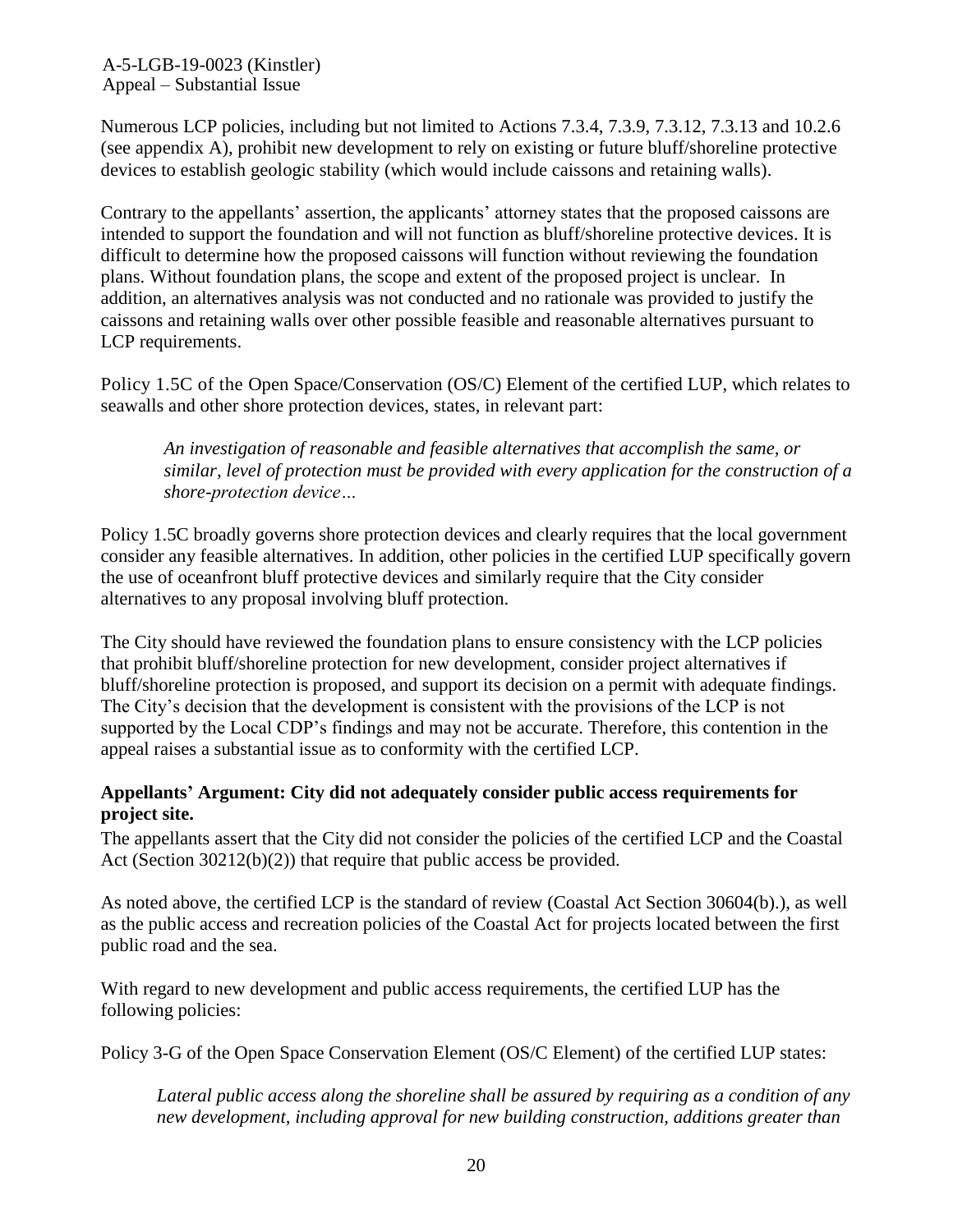Numerous LCP policies, including but not limited to Actions 7.3.4, 7.3.9, 7.3.12, 7.3.13 and 10.2.6 (see appendix A), prohibit new development to rely on existing or future bluff/shoreline protective devices to establish geologic stability (which would include caissons and retaining walls).

Contrary to the appellants' assertion, the applicants' attorney states that the proposed caissons are intended to support the foundation and will not function as bluff/shoreline protective devices. It is difficult to determine how the proposed caissons will function without reviewing the foundation plans. Without foundation plans, the scope and extent of the proposed project is unclear. In addition, an alternatives analysis was not conducted and no rationale was provided to justify the caissons and retaining walls over other possible feasible and reasonable alternatives pursuant to LCP requirements.

Policy 1.5C of the Open Space/Conservation (OS/C) Element of the certified LUP, which relates to seawalls and other shore protection devices, states, in relevant part:

> *An investigation of reasonable and feasible alternatives that accomplish the same, or similar, level of protection must be provided with every application for the construction of a shore-protection device…*

Policy 1.5C broadly governs shore protection devices and clearly requires that the local government consider any feasible alternatives. In addition, other policies in the certified LUP specifically govern the use of oceanfront bluff protective devices and similarly require that the City consider alternatives to any proposal involving bluff protection.

The City should have reviewed the foundation plans to ensure consistency with the LCP policies that prohibit bluff/shoreline protection for new development, consider project alternatives if bluff/shoreline protection is proposed, and support its decision on a permit with adequate findings. The City's decision that the development is consistent with the provisions of the LCP is not supported by the Local CDP's findings and may not be accurate. Therefore, this contention in the appeal raises a substantial issue as to conformity with the certified LCP.

**Appellants' Argument: City did not adequately consider public access requirements for project site.**

The appellants assert that the City did not consider the policies of the certified LCP and the Coastal Act (Section 30212(b)(2)) that require that public access be provided.

As noted above, the certified LCP is the standard of review (Coastal Act Section 30604(b).), as well as the public access and recreation policies of the Coastal Act for projects located between the first public road and the sea.

With regard to new development and public access requirements, the certified LUP has the following policies:

Policy 3-G of the Open Space Conservation Element (OS/C Element) of the certified LUP states:

> *Lateral public access along the shoreline shall be assured by requiring as a condition of any new development, including approval for new building construction, additions greater than*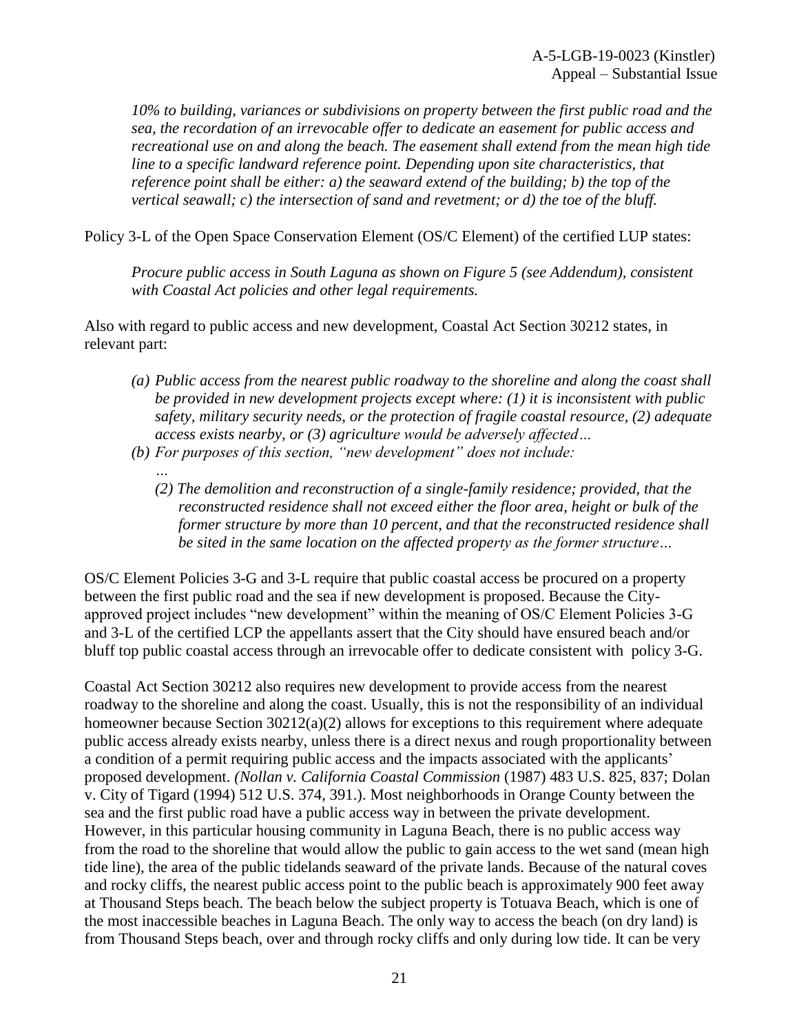*10% to building, variances or subdivisions on property between the first public road and the sea, the recordation of an irrevocable offer to dedicate an easement for public access and recreational use on and along the beach. The easement shall extend from the mean high tide line to a specific landward reference point. Depending upon site characteristics, that reference point shall be either: a) the seaward extend of the building; b) the top of the vertical seawall; c) the intersection of sand and revetment; or d) the toe of the bluff.*

Policy 3-L of the Open Space Conservation Element (OS/C Element) of the certified LUP states:

> *Procure public access in South Laguna as shown on Figure 5 (see Addendum), consistent with Coastal Act policies and other legal requirements.*

Also with regard to public access and new development, Coastal Act Section 30212 states, in relevant part:

> *(a) Public access from the nearest public roadway to the shoreline and along the coast shall be provided in new development projects except where: (1) it is inconsistent with public safety, military security needs, or the protection of fragile coastal resource, (2) adequate access exists nearby, or (3) agriculture would be adversely affected…*
>
> *(b) For purposes of this section, "new development" does not include:*
>
> *…*
>
> *(2) The demolition and reconstruction of a single-family residence; provided, that the reconstructed residence shall not exceed either the floor area, height or bulk of the former structure by more than 10 percent, and that the reconstructed residence shall be sited in the same location on the affected property as the former structure…*

OS/C Element Policies 3-G and 3-L require that public coastal access be procured on a property between the first public road and the sea if new development is proposed. Because the City-approved project includes "new development" within the meaning of OS/C Element Policies 3-G and 3-L of the certified LCP the appellants assert that the City should have ensured beach and/or bluff top public coastal access through an irrevocable offer to dedicate consistent with policy 3-G.

Coastal Act Section 30212 also requires new development to provide access from the nearest roadway to the shoreline and along the coast. Usually, this is not the responsibility of an individual homeowner because Section 30212(a)(2) allows for exceptions to this requirement where adequate public access already exists nearby, unless there is a direct nexus and rough proportionality between a condition of a permit requiring public access and the impacts associated with the applicants' proposed development. *(Nollan v. California Coastal Commission* (1987) 483 U.S. 825, 837; Dolan v. City of Tigard (1994) 512 U.S. 374, 391.). Most neighborhoods in Orange County between the sea and the first public road have a public access way in between the private development. However, in this particular housing community in Laguna Beach, there is no public access way from the road to the shoreline that would allow the public to gain access to the wet sand (mean high tide line), the area of the public tidelands seaward of the private lands. Because of the natural coves and rocky cliffs, the nearest public access point to the public beach is approximately 900 feet away at Thousand Steps beach. The beach below the subject property is Totuava Beach, which is one of the most inaccessible beaches in Laguna Beach. The only way to access the beach (on dry land) is from Thousand Steps beach, over and through rocky cliffs and only during low tide. It can be very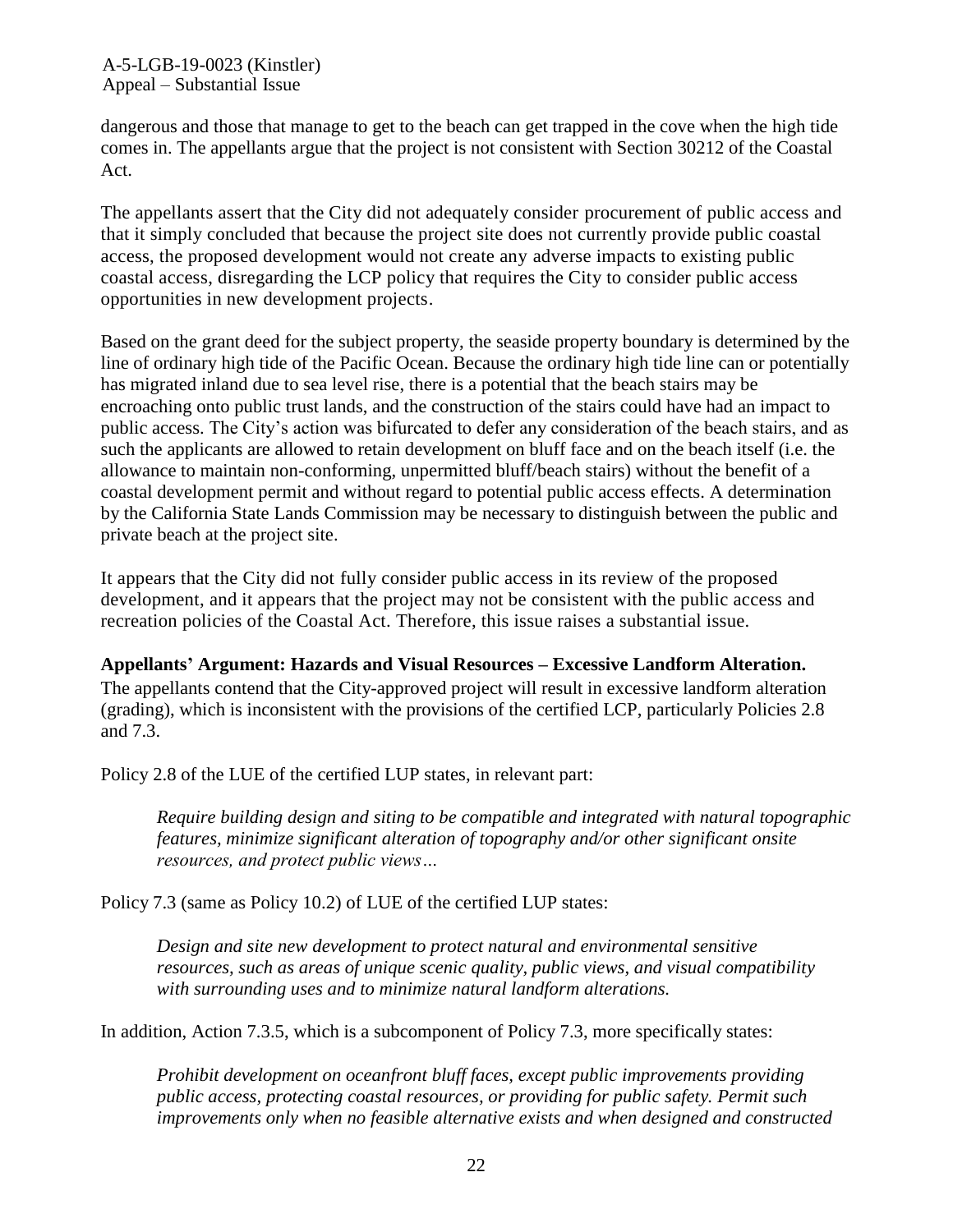dangerous and those that manage to get to the beach can get trapped in the cove when the high tide comes in. The appellants argue that the project is not consistent with Section 30212 of the Coastal Act.

The appellants assert that the City did not adequately consider procurement of public access and that it simply concluded that because the project site does not currently provide public coastal access, the proposed development would not create any adverse impacts to existing public coastal access, disregarding the LCP policy that requires the City to consider public access opportunities in new development projects.

Based on the grant deed for the subject property, the seaside property boundary is determined by the line of ordinary high tide of the Pacific Ocean. Because the ordinary high tide line can or potentially has migrated inland due to sea level rise, there is a potential that the beach stairs may be encroaching onto public trust lands, and the construction of the stairs could have had an impact to public access. The City's action was bifurcated to defer any consideration of the beach stairs, and as such the applicants are allowed to retain development on bluff face and on the beach itself (i.e. the allowance to maintain non-conforming, unpermitted bluff/beach stairs) without the benefit of a coastal development permit and without regard to potential public access effects. A determination by the California State Lands Commission may be necessary to distinguish between the public and private beach at the project site.

It appears that the City did not fully consider public access in its review of the proposed development, and it appears that the project may not be consistent with the public access and recreation policies of the Coastal Act. Therefore, this issue raises a substantial issue.

**Appellants' Argument: Hazards and Visual Resources – Excessive Landform Alteration.**
The appellants contend that the City-approved project will result in excessive landform alteration (grading), which is inconsistent with the provisions of the certified LCP, particularly Policies 2.8 and 7.3.

Policy 2.8 of the LUE of the certified LUP states, in relevant part:

> *Require building design and siting to be compatible and integrated with natural topographic features, minimize significant alteration of topography and/or other significant onsite resources, and protect public views…*

Policy 7.3 (same as Policy 10.2) of LUE of the certified LUP states:

> *Design and site new development to protect natural and environmental sensitive resources, such as areas of unique scenic quality, public views, and visual compatibility with surrounding uses and to minimize natural landform alterations.*

In addition, Action 7.3.5, which is a subcomponent of Policy 7.3, more specifically states:

> *Prohibit development on oceanfront bluff faces, except public improvements providing public access, protecting coastal resources, or providing for public safety. Permit such improvements only when no feasible alternative exists and when designed and constructed*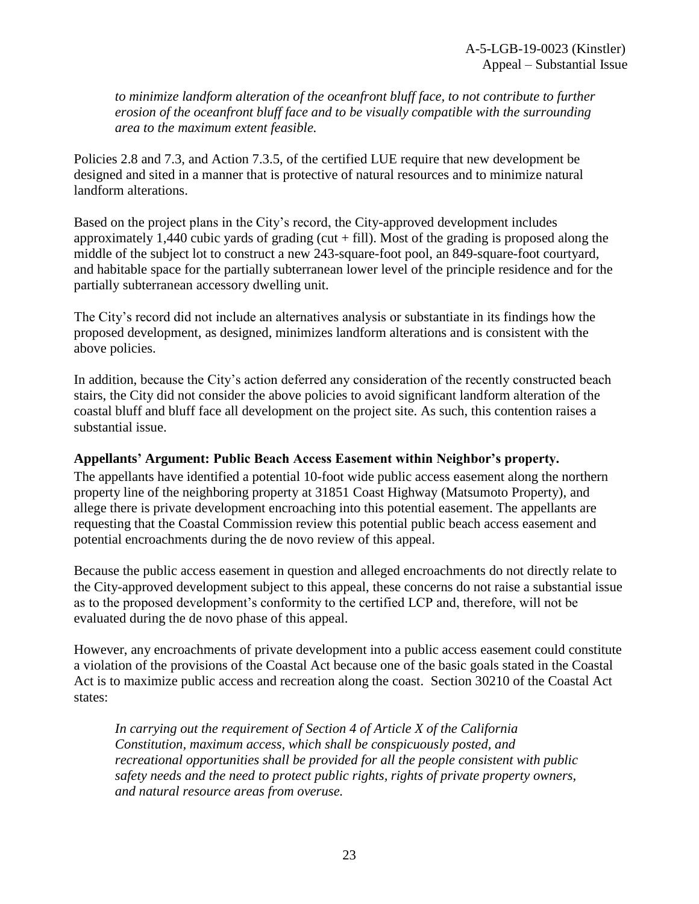*to minimize landform alteration of the oceanfront bluff face, to not contribute to further erosion of the oceanfront bluff face and to be visually compatible with the surrounding area to the maximum extent feasible.*

Policies 2.8 and 7.3, and Action 7.3.5, of the certified LUE require that new development be designed and sited in a manner that is protective of natural resources and to minimize natural landform alterations.

Based on the project plans in the City's record, the City-approved development includes approximately 1,440 cubic yards of grading (cut + fill). Most of the grading is proposed along the middle of the subject lot to construct a new 243-square-foot pool, an 849-square-foot courtyard, and habitable space for the partially subterranean lower level of the principle residence and for the partially subterranean accessory dwelling unit.

The City's record did not include an alternatives analysis or substantiate in its findings how the proposed development, as designed, minimizes landform alterations and is consistent with the above policies.

In addition, because the City's action deferred any consideration of the recently constructed beach stairs, the City did not consider the above policies to avoid significant landform alteration of the coastal bluff and bluff face all development on the project site. As such, this contention raises a substantial issue.

**Appellants' Argument: Public Beach Access Easement within Neighbor's property.**

The appellants have identified a potential 10-foot wide public access easement along the northern property line of the neighboring property at 31851 Coast Highway (Matsumoto Property), and allege there is private development encroaching into this potential easement. The appellants are requesting that the Coastal Commission review this potential public beach access easement and potential encroachments during the de novo review of this appeal.

Because the public access easement in question and alleged encroachments do not directly relate to the City-approved development subject to this appeal, these concerns do not raise a substantial issue as to the proposed development's conformity to the certified LCP and, therefore, will not be evaluated during the de novo phase of this appeal.

However, any encroachments of private development into a public access easement could constitute a violation of the provisions of the Coastal Act because one of the basic goals stated in the Coastal Act is to maximize public access and recreation along the coast. Section 30210 of the Coastal Act states:

*In carrying out the requirement of Section 4 of Article X of the California Constitution, maximum access, which shall be conspicuously posted, and recreational opportunities shall be provided for all the people consistent with public safety needs and the need to protect public rights, rights of private property owners, and natural resource areas from overuse.*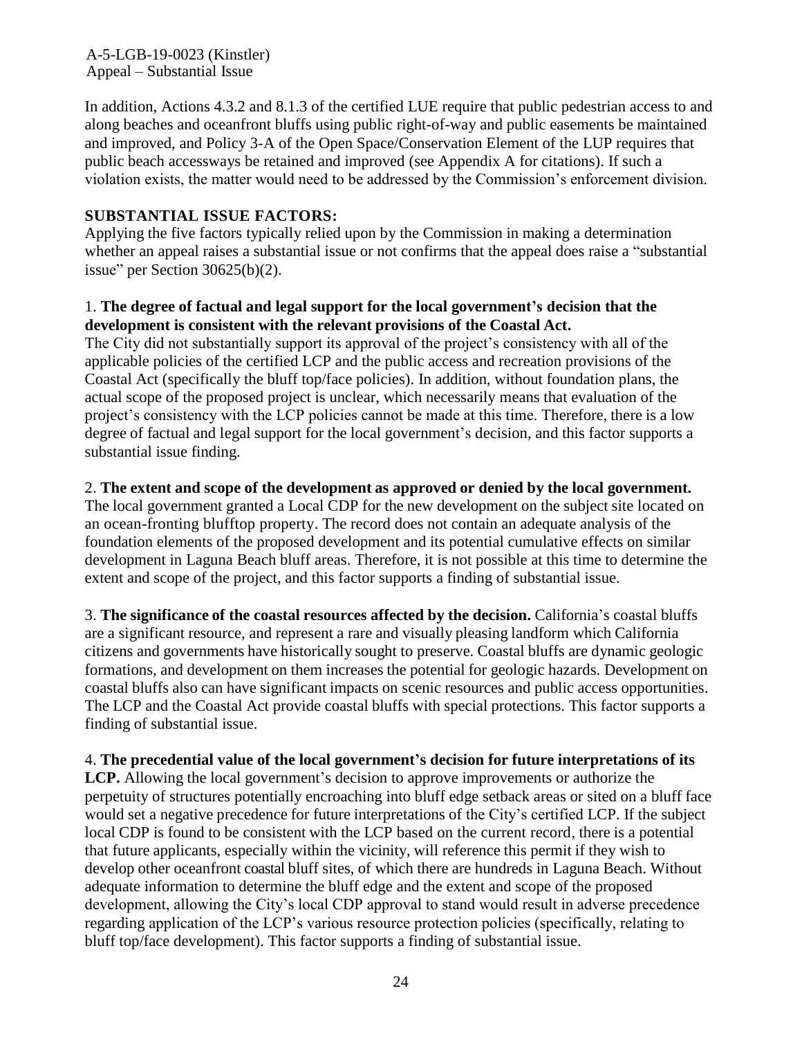In addition, Actions 4.3.2 and 8.1.3 of the certified LUE require that public pedestrian access to and along beaches and oceanfront bluffs using public right-of-way and public easements be maintained and improved, and Policy 3-A of the Open Space/Conservation Element of the LUP requires that public beach accessways be retained and improved (see Appendix A for citations). If such a violation exists, the matter would need to be addressed by the Commission's enforcement division.

**SUBSTANTIAL ISSUE FACTORS:**

Applying the five factors typically relied upon by the Commission in making a determination whether an appeal raises a substantial issue or not confirms that the appeal does raise a "substantial issue" per Section 30625(b)(2).

1. **The degree of factual and legal support for the local government's decision that the development is consistent with the relevant provisions of the Coastal Act.**
The City did not substantially support its approval of the project's consistency with all of the applicable policies of the certified LCP and the public access and recreation provisions of the Coastal Act (specifically the bluff top/face policies). In addition, without foundation plans, the actual scope of the proposed project is unclear, which necessarily means that evaluation of the project's consistency with the LCP policies cannot be made at this time. Therefore, there is a low degree of factual and legal support for the local government's decision, and this factor supports a substantial issue finding.

2. **The extent and scope of the development as approved or denied by the local government.**
The local government granted a Local CDP for the new development on the subject site located on an ocean-fronting blufftop property. The record does not contain an adequate analysis of the foundation elements of the proposed development and its potential cumulative effects on similar development in Laguna Beach bluff areas. Therefore, it is not possible at this time to determine the extent and scope of the project, and this factor supports a finding of substantial issue.

3. **The significance of the coastal resources affected by the decision.** California's coastal bluffs are a significant resource, and represent a rare and visually pleasing landform which California citizens and governments have historically sought to preserve. Coastal bluffs are dynamic geologic formations, and development on them increases the potential for geologic hazards. Development on coastal bluffs also can have significant impacts on scenic resources and public access opportunities. The LCP and the Coastal Act provide coastal bluffs with special protections. This factor supports a finding of substantial issue.

4. **The precedential value of the local government's decision for future interpretations of its LCP.** Allowing the local government's decision to approve improvements or authorize the perpetuity of structures potentially encroaching into bluff edge setback areas or sited on a bluff face would set a negative precedence for future interpretations of the City's certified LCP. If the subject local CDP is found to be consistent with the LCP based on the current record, there is a potential that future applicants, especially within the vicinity, will reference this permit if they wish to develop other oceanfront coastal bluff sites, of which there are hundreds in Laguna Beach. Without adequate information to determine the bluff edge and the extent and scope of the proposed development, allowing the City's local CDP approval to stand would result in adverse precedence regarding application of the LCP's various resource protection policies (specifically, relating to bluff top/face development). This factor supports a finding of substantial issue.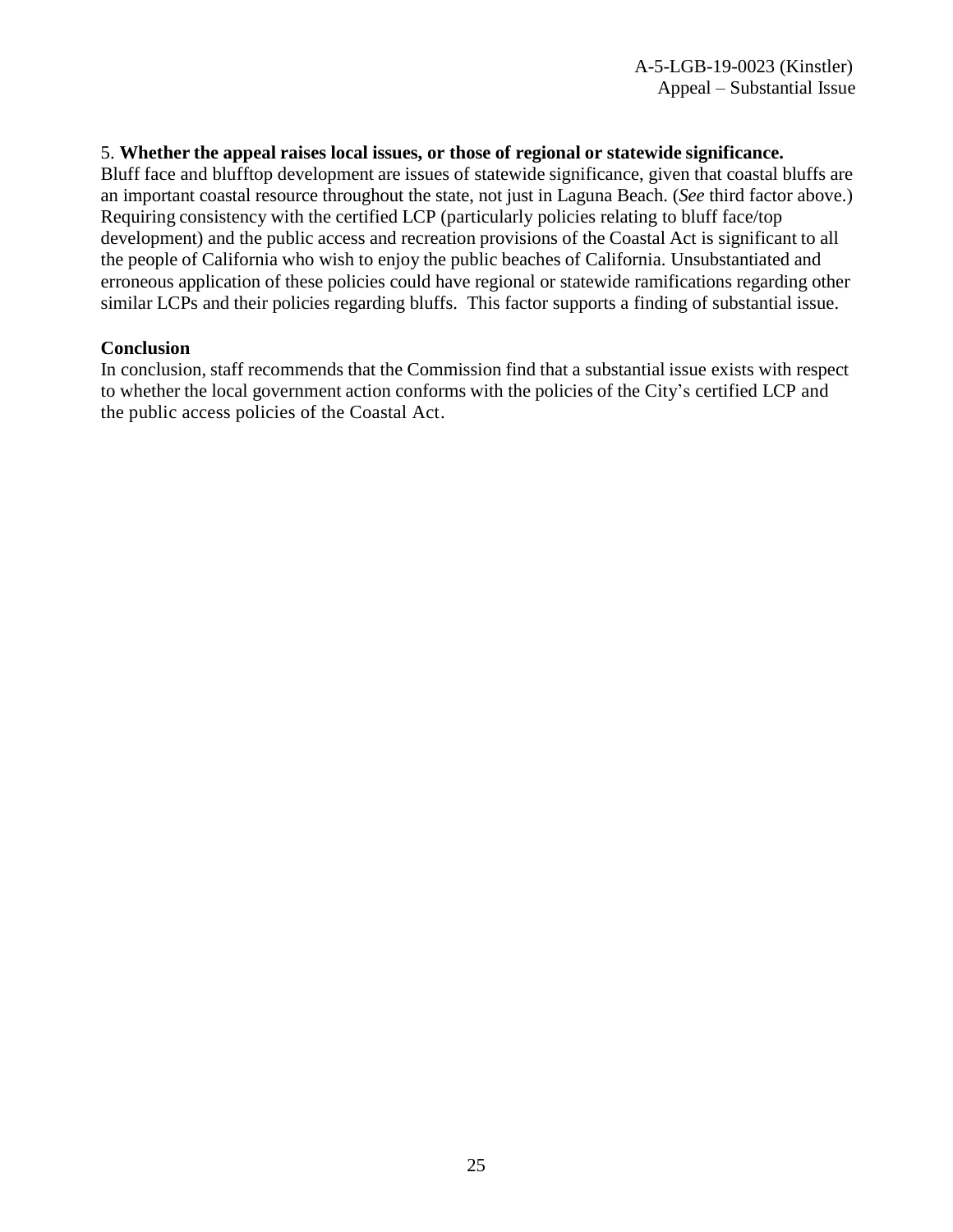5. **Whether the appeal raises local issues, or those of regional or statewide significance.**
Bluff face and blufftop development are issues of statewide significance, given that coastal bluffs are an important coastal resource throughout the state, not just in Laguna Beach. (*See* third factor above.) Requiring consistency with the certified LCP (particularly policies relating to bluff face/top development) and the public access and recreation provisions of the Coastal Act is significant to all the people of California who wish to enjoy the public beaches of California. Unsubstantiated and erroneous application of these policies could have regional or statewide ramifications regarding other similar LCPs and their policies regarding bluffs. This factor supports a finding of substantial issue.

**Conclusion**
In conclusion, staff recommends that the Commission find that a substantial issue exists with respect to whether the local government action conforms with the policies of the City's certified LCP and the public access policies of the Coastal Act.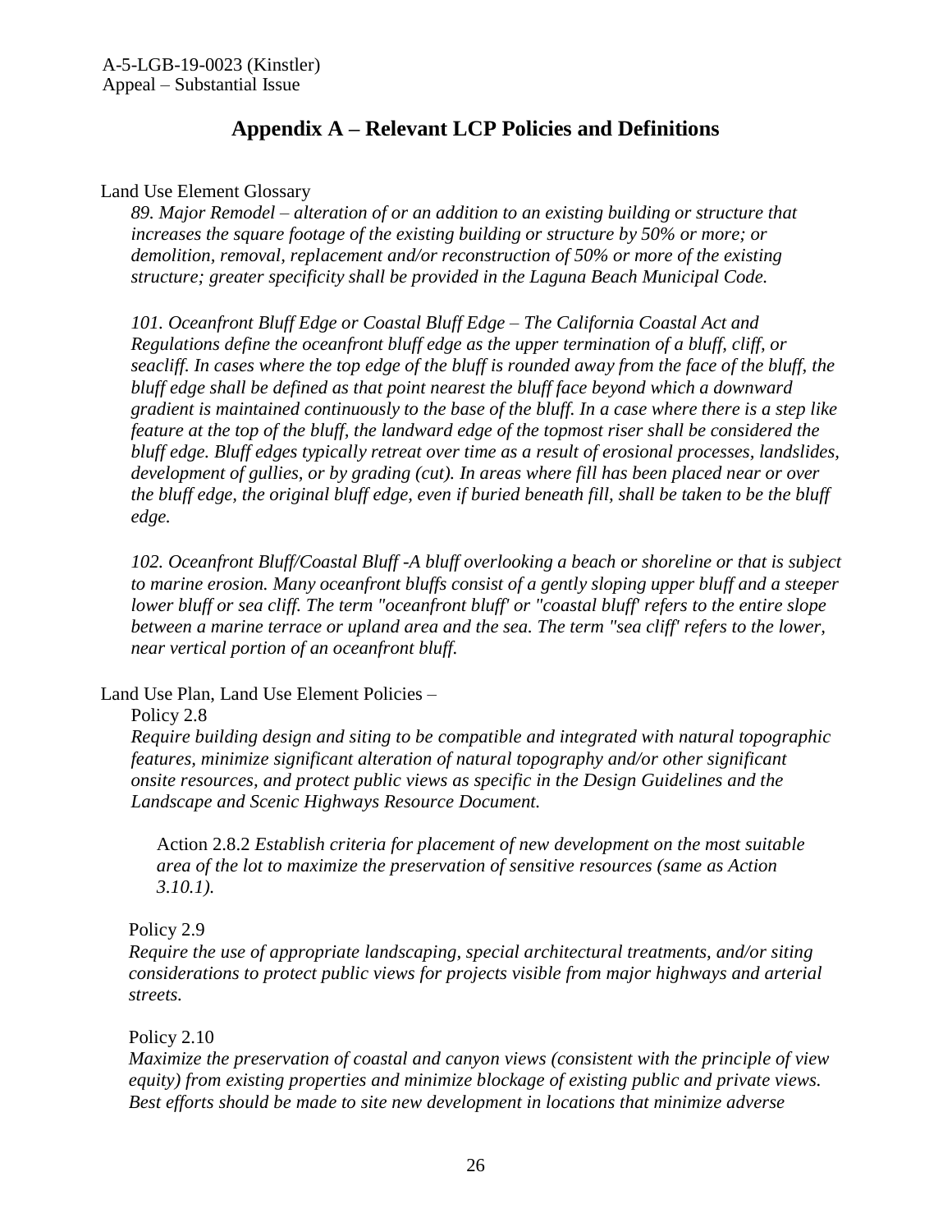## Appendix A – Relevant LCP Policies and Definitions

Land Use Element Glossary

*89. Major Remodel – alteration of or an addition to an existing building or structure that increases the square footage of the existing building or structure by 50% or more; or demolition, removal, replacement and/or reconstruction of 50% or more of the existing structure; greater specificity shall be provided in the Laguna Beach Municipal Code.*

*101. Oceanfront Bluff Edge or Coastal Bluff Edge – The California Coastal Act and Regulations define the oceanfront bluff edge as the upper termination of a bluff, cliff, or seacliff. In cases where the top edge of the bluff is rounded away from the face of the bluff, the bluff edge shall be defined as that point nearest the bluff face beyond which a downward gradient is maintained continuously to the base of the bluff. In a case where there is a step like feature at the top of the bluff, the landward edge of the topmost riser shall be considered the bluff edge. Bluff edges typically retreat over time as a result of erosional processes, landslides, development of gullies, or by grading (cut). In areas where fill has been placed near or over the bluff edge, the original bluff edge, even if buried beneath fill, shall be taken to be the bluff edge.*

*102. Oceanfront Bluff/Coastal Bluff -A bluff overlooking a beach or shoreline or that is subject to marine erosion. Many oceanfront bluffs consist of a gently sloping upper bluff and a steeper lower bluff or sea cliff. The term "oceanfront bluff' or "coastal bluff' refers to the entire slope between a marine terrace or upland area and the sea. The term "sea cliff' refers to the lower, near vertical portion of an oceanfront bluff.*

Land Use Plan, Land Use Element Policies –

Policy 2.8

*Require building design and siting to be compatible and integrated with natural topographic features, minimize significant alteration of natural topography and/or other significant onsite resources, and protect public views as specific in the Design Guidelines and the Landscape and Scenic Highways Resource Document.*

Action 2.8.2 *Establish criteria for placement of new development on the most suitable area of the lot to maximize the preservation of sensitive resources (same as Action 3.10.1).*

Policy 2.9

*Require the use of appropriate landscaping, special architectural treatments, and/or siting considerations to protect public views for projects visible from major highways and arterial streets.*

Policy 2.10

*Maximize the preservation of coastal and canyon views (consistent with the principle of view equity) from existing properties and minimize blockage of existing public and private views. Best efforts should be made to site new development in locations that minimize adverse*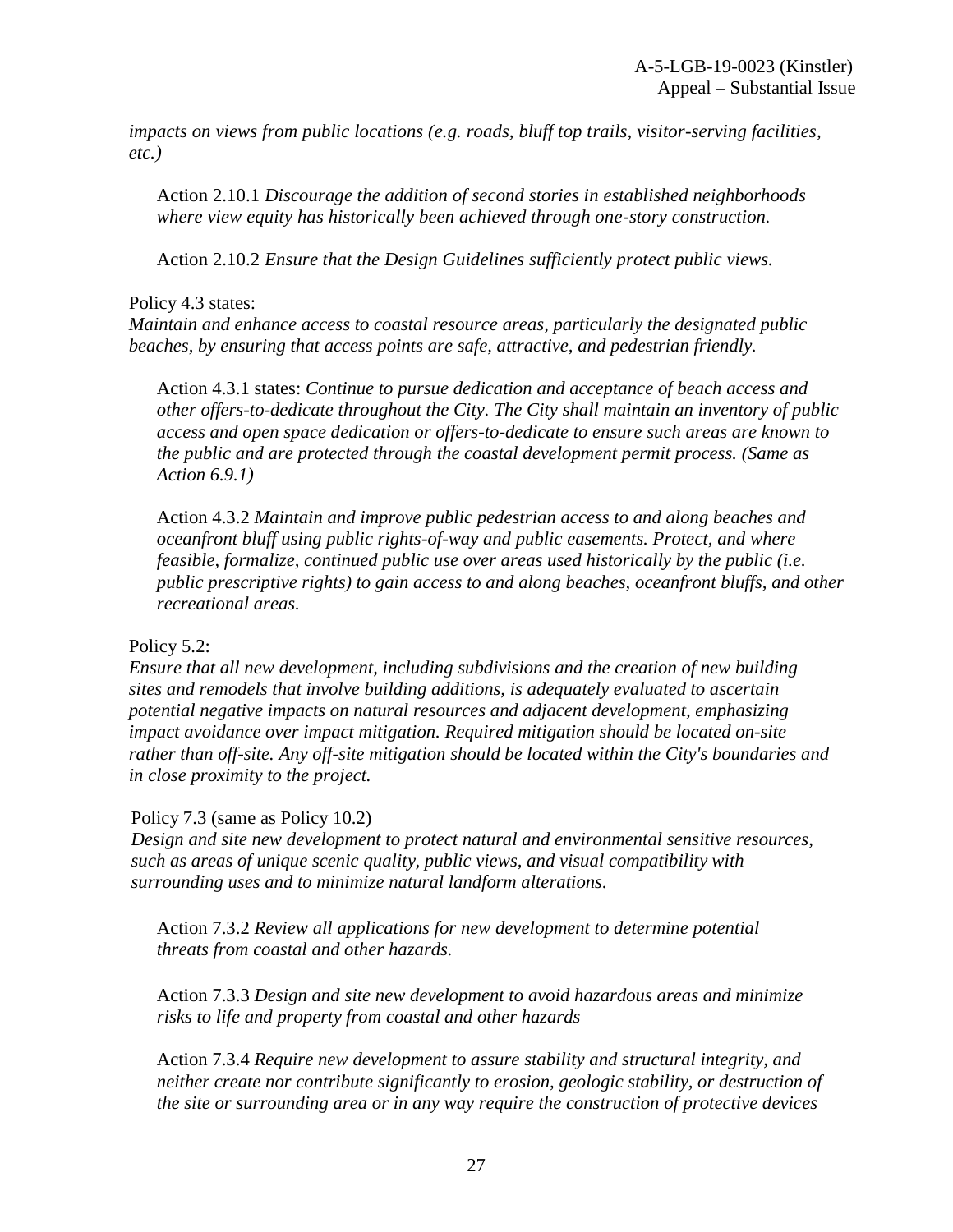*impacts on views from public locations (e.g. roads, bluff top trails, visitor-serving facilities, etc.)*

> Action 2.10.1 *Discourage the addition of second stories in established neighborhoods where view equity has historically been achieved through one-story construction.*
>
> Action 2.10.2 *Ensure that the Design Guidelines sufficiently protect public views.*

Policy 4.3 states:
*Maintain and enhance access to coastal resource areas, particularly the designated public beaches, by ensuring that access points are safe, attractive, and pedestrian friendly.*

> Action 4.3.1 states: *Continue to pursue dedication and acceptance of beach access and other offers-to-dedicate throughout the City. The City shall maintain an inventory of public access and open space dedication or offers-to-dedicate to ensure such areas are known to the public and are protected through the coastal development permit process. (Same as Action 6.9.1)*
>
> Action 4.3.2 *Maintain and improve public pedestrian access to and along beaches and oceanfront bluff using public rights-of-way and public easements. Protect, and where feasible, formalize, continued public use over areas used historically by the public (i.e. public prescriptive rights) to gain access to and along beaches, oceanfront bluffs, and other recreational areas.*

Policy 5.2:
*Ensure that all new development, including subdivisions and the creation of new building sites and remodels that involve building additions, is adequately evaluated to ascertain potential negative impacts on natural resources and adjacent development, emphasizing impact avoidance over impact mitigation. Required mitigation should be located on-site rather than off-site. Any off-site mitigation should be located within the City's boundaries and in close proximity to the project.*

Policy 7.3 (same as Policy 10.2)
*Design and site new development to protect natural and environmental sensitive resources, such as areas of unique scenic quality, public views, and visual compatibility with surrounding uses and to minimize natural landform alterations.*

> Action 7.3.2 *Review all applications for new development to determine potential threats from coastal and other hazards.*
>
> Action 7.3.3 *Design and site new development to avoid hazardous areas and minimize risks to life and property from coastal and other hazards*
>
> Action 7.3.4 *Require new development to assure stability and structural integrity, and neither create nor contribute significantly to erosion, geologic stability, or destruction of the site or surrounding area or in any way require the construction of protective devices*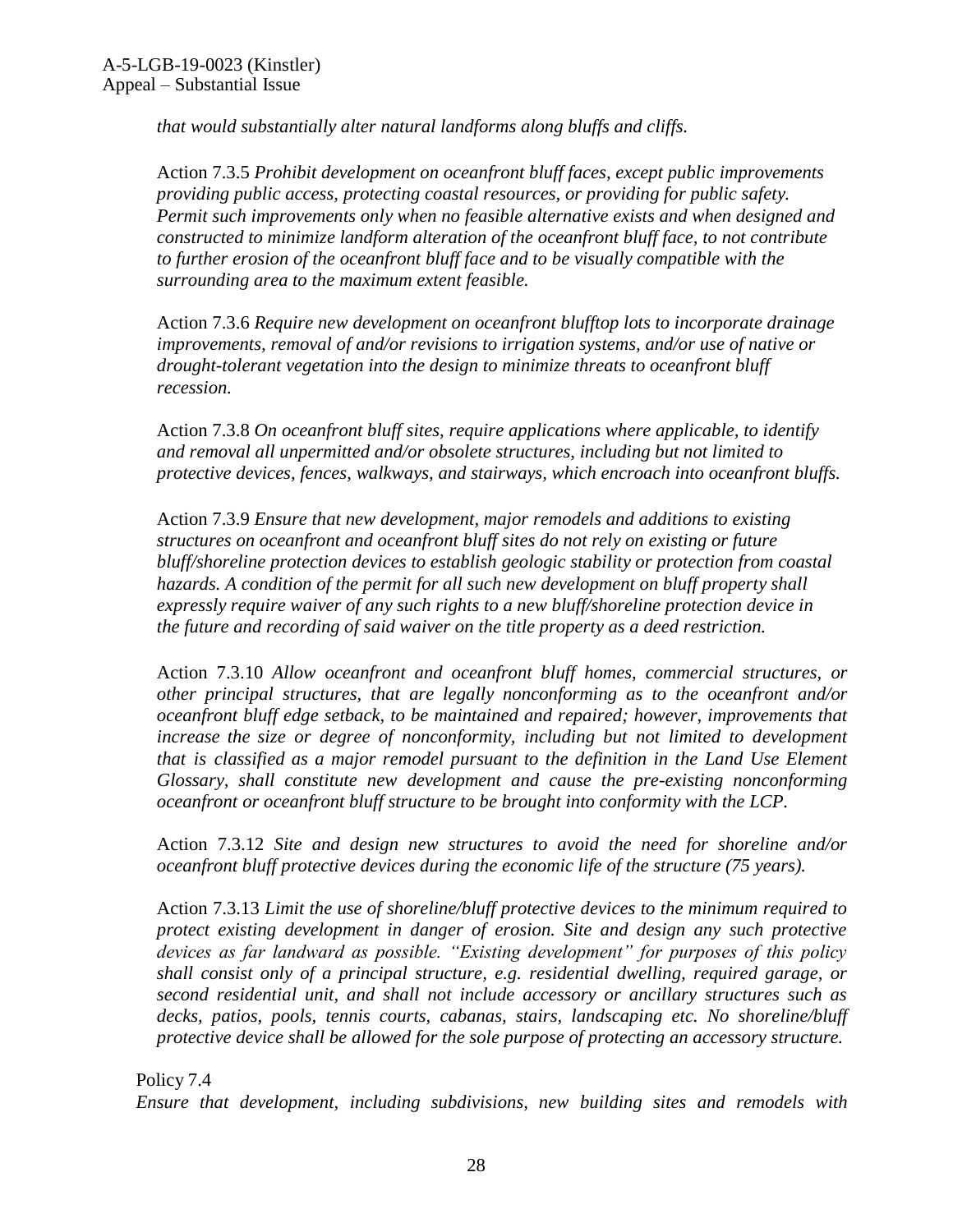*that would substantially alter natural landforms along bluffs and cliffs.*

Action 7.3.5 *Prohibit development on oceanfront bluff faces, except public improvements providing public access, protecting coastal resources, or providing for public safety. Permit such improvements only when no feasible alternative exists and when designed and constructed to minimize landform alteration of the oceanfront bluff face, to not contribute to further erosion of the oceanfront bluff face and to be visually compatible with the surrounding area to the maximum extent feasible.*

Action 7.3.6 *Require new development on oceanfront blufftop lots to incorporate drainage improvements, removal of and/or revisions to irrigation systems, and/or use of native or drought-tolerant vegetation into the design to minimize threats to oceanfront bluff recession.*

Action 7.3.8 *On oceanfront bluff sites, require applications where applicable, to identify and removal all unpermitted and/or obsolete structures, including but not limited to protective devices, fences, walkways, and stairways, which encroach into oceanfront bluffs.*

Action 7.3.9 *Ensure that new development, major remodels and additions to existing structures on oceanfront and oceanfront bluff sites do not rely on existing or future bluff/shoreline protection devices to establish geologic stability or protection from coastal hazards. A condition of the permit for all such new development on bluff property shall expressly require waiver of any such rights to a new bluff/shoreline protection device in the future and recording of said waiver on the title property as a deed restriction.*

Action 7.3.10 *Allow oceanfront and oceanfront bluff homes, commercial structures, or other principal structures, that are legally nonconforming as to the oceanfront and/or oceanfront bluff edge setback, to be maintained and repaired; however, improvements that increase the size or degree of nonconformity, including but not limited to development that is classified as a major remodel pursuant to the definition in the Land Use Element Glossary, shall constitute new development and cause the pre-existing nonconforming oceanfront or oceanfront bluff structure to be brought into conformity with the LCP.*

Action 7.3.12 *Site and design new structures to avoid the need for shoreline and/or oceanfront bluff protective devices during the economic life of the structure (75 years).*

Action 7.3.13 *Limit the use of shoreline/bluff protective devices to the minimum required to protect existing development in danger of erosion. Site and design any such protective devices as far landward as possible. "Existing development" for purposes of this policy shall consist only of a principal structure, e.g. residential dwelling, required garage, or second residential unit, and shall not include accessory or ancillary structures such as decks, patios, pools, tennis courts, cabanas, stairs, landscaping etc. No shoreline/bluff protective device shall be allowed for the sole purpose of protecting an accessory structure.*

Policy 7.4
*Ensure that development, including subdivisions, new building sites and remodels with*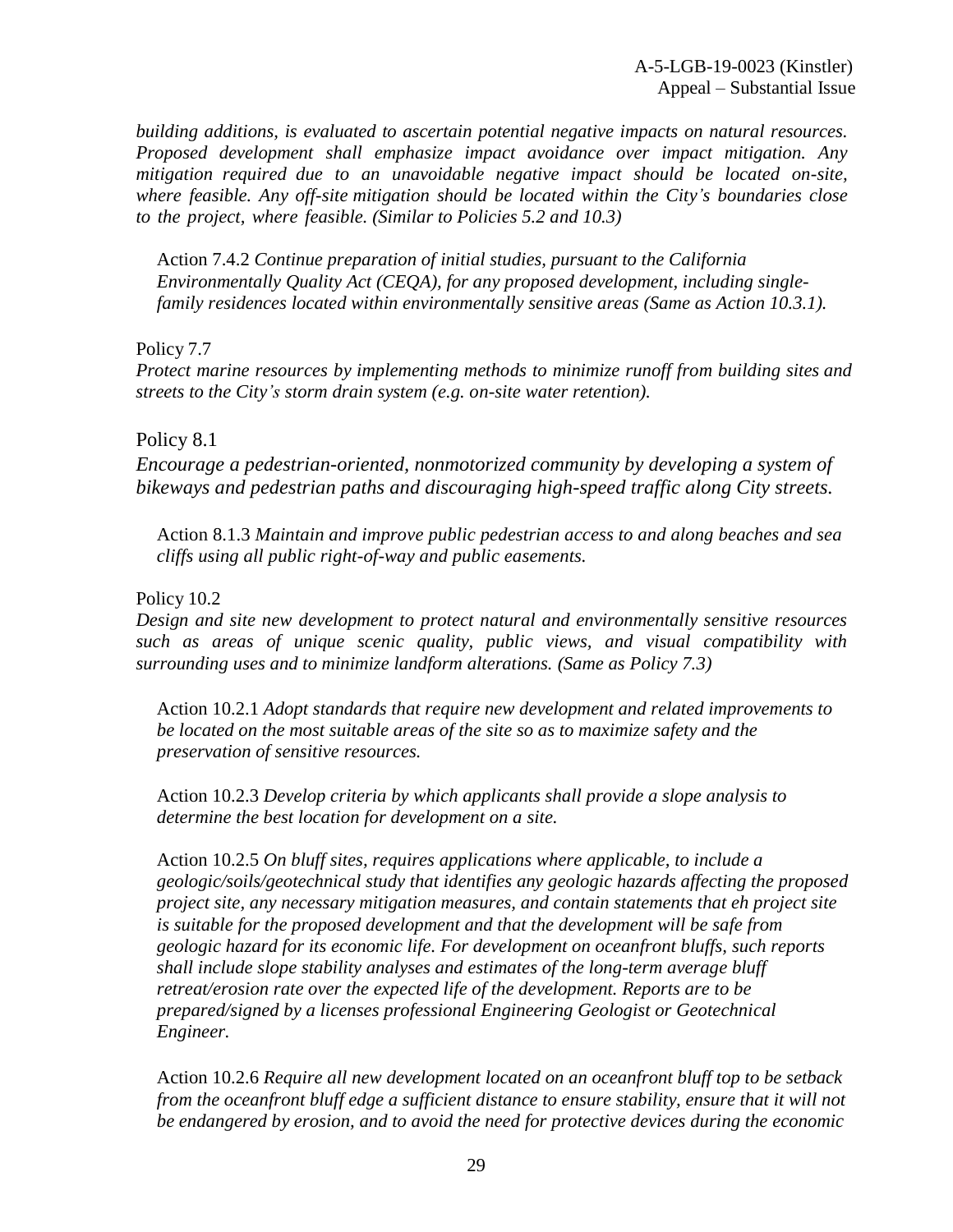*building additions, is evaluated to ascertain potential negative impacts on natural resources. Proposed development shall emphasize impact avoidance over impact mitigation. Any mitigation required due to an unavoidable negative impact should be located on-site, where feasible. Any off-site mitigation should be located within the City's boundaries close to the project, where feasible. (Similar to Policies 5.2 and 10.3)*

Action 7.4.2 *Continue preparation of initial studies, pursuant to the California Environmentally Quality Act (CEQA), for any proposed development, including single-family residences located within environmentally sensitive areas (Same as Action 10.3.1).*

Policy 7.7

*Protect marine resources by implementing methods to minimize runoff from building sites and streets to the City's storm drain system (e.g. on-site water retention).*

Policy 8.1

*Encourage a pedestrian-oriented, nonmotorized community by developing a system of bikeways and pedestrian paths and discouraging high-speed traffic along City streets.*

Action 8.1.3 *Maintain and improve public pedestrian access to and along beaches and sea cliffs using all public right-of-way and public easements.*

Policy 10.2

*Design and site new development to protect natural and environmentally sensitive resources such as areas of unique scenic quality, public views, and visual compatibility with surrounding uses and to minimize landform alterations. (Same as Policy 7.3)*

Action 10.2.1 *Adopt standards that require new development and related improvements to be located on the most suitable areas of the site so as to maximize safety and the preservation of sensitive resources.*

Action 10.2.3 *Develop criteria by which applicants shall provide a slope analysis to determine the best location for development on a site.*

Action 10.2.5 *On bluff sites, requires applications where applicable, to include a geologic/soils/geotechnical study that identifies any geologic hazards affecting the proposed project site, any necessary mitigation measures, and contain statements that eh project site is suitable for the proposed development and that the development will be safe from geologic hazard for its economic life. For development on oceanfront bluffs, such reports shall include slope stability analyses and estimates of the long-term average bluff retreat/erosion rate over the expected life of the development. Reports are to be prepared/signed by a licenses professional Engineering Geologist or Geotechnical Engineer.*

Action 10.2.6 *Require all new development located on an oceanfront bluff top to be setback from the oceanfront bluff edge a sufficient distance to ensure stability, ensure that it will not be endangered by erosion, and to avoid the need for protective devices during the economic*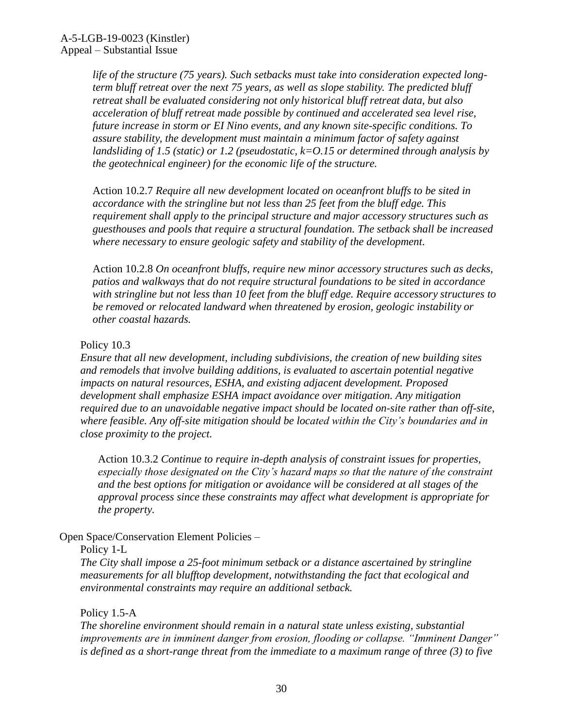*life of the structure (75 years). Such setbacks must take into consideration expected long-term bluff retreat over the next 75 years, as well as slope stability. The predicted bluff retreat shall be evaluated considering not only historical bluff retreat data, but also acceleration of bluff retreat made possible by continued and accelerated sea level rise, future increase in storm or EI Nino events, and any known site-specific conditions. To assure stability, the development must maintain a minimum factor of safety against landsliding of 1.5 (static) or 1.2 (pseudostatic, k=O.15 or determined through analysis by the geotechnical engineer) for the economic life of the structure.*

Action 10.2.7 *Require all new development located on oceanfront bluffs to be sited in accordance with the stringline but not less than 25 feet from the bluff edge. This requirement shall apply to the principal structure and major accessory structures such as guesthouses and pools that require a structural foundation. The setback shall be increased where necessary to ensure geologic safety and stability of the development.*

Action 10.2.8 *On oceanfront bluffs, require new minor accessory structures such as decks, patios and walkways that do not require structural foundations to be sited in accordance with stringline but not less than 10 feet from the bluff edge. Require accessory structures to be removed or relocated landward when threatened by erosion, geologic instability or other coastal hazards.*

Policy 10.3

*Ensure that all new development, including subdivisions, the creation of new building sites and remodels that involve building additions, is evaluated to ascertain potential negative impacts on natural resources, ESHA, and existing adjacent development. Proposed development shall emphasize ESHA impact avoidance over mitigation. Any mitigation required due to an unavoidable negative impact should be located on-site rather than off-site, where feasible. Any off-site mitigation should be located within the City's boundaries and in close proximity to the project.*

Action 10.3.2 *Continue to require in-depth analysis of constraint issues for properties, especially those designated on the City's hazard maps so that the nature of the constraint and the best options for mitigation or avoidance will be considered at all stages of the approval process since these constraints may affect what development is appropriate for the property.*

Open Space/Conservation Element Policies –

Policy 1-L

*The City shall impose a 25-foot minimum setback or a distance ascertained by stringline measurements for all blufftop development, notwithstanding the fact that ecological and environmental constraints may require an additional setback.*

Policy 1.5-A

*The shoreline environment should remain in a natural state unless existing, substantial improvements are in imminent danger from erosion, flooding or collapse. "Imminent Danger" is defined as a short-range threat from the immediate to a maximum range of three (3) to five*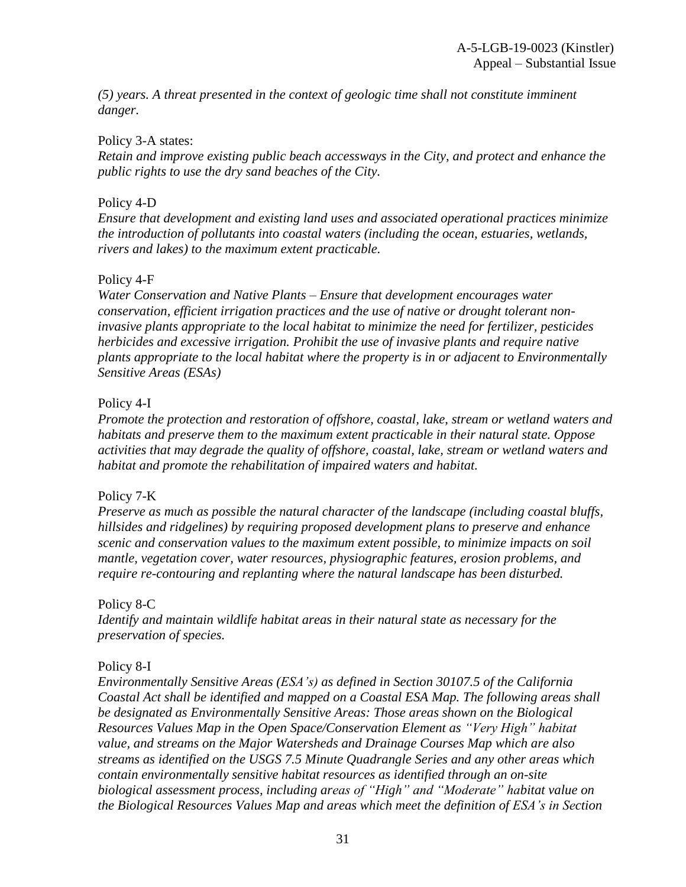*(5) years. A threat presented in the context of geologic time shall not constitute imminent danger.*

Policy 3-A states:
*Retain and improve existing public beach accessways in the City, and protect and enhance the public rights to use the dry sand beaches of the City.*

Policy 4-D
*Ensure that development and existing land uses and associated operational practices minimize the introduction of pollutants into coastal waters (including the ocean, estuaries, wetlands, rivers and lakes) to the maximum extent practicable.*

Policy 4-F
*Water Conservation and Native Plants – Ensure that development encourages water conservation, efficient irrigation practices and the use of native or drought tolerant non-invasive plants appropriate to the local habitat to minimize the need for fertilizer, pesticides herbicides and excessive irrigation. Prohibit the use of invasive plants and require native plants appropriate to the local habitat where the property is in or adjacent to Environmentally Sensitive Areas (ESAs)*

Policy 4-I
*Promote the protection and restoration of offshore, coastal, lake, stream or wetland waters and habitats and preserve them to the maximum extent practicable in their natural state. Oppose activities that may degrade the quality of offshore, coastal, lake, stream or wetland waters and habitat and promote the rehabilitation of impaired waters and habitat.*

Policy 7-K
*Preserve as much as possible the natural character of the landscape (including coastal bluffs, hillsides and ridgelines) by requiring proposed development plans to preserve and enhance scenic and conservation values to the maximum extent possible, to minimize impacts on soil mantle, vegetation cover, water resources, physiographic features, erosion problems, and require re-contouring and replanting where the natural landscape has been disturbed.*

Policy 8-C
*Identify and maintain wildlife habitat areas in their natural state as necessary for the preservation of species.*

Policy 8-I
*Environmentally Sensitive Areas (ESA's) as defined in Section 30107.5 of the California Coastal Act shall be identified and mapped on a Coastal ESA Map. The following areas shall be designated as Environmentally Sensitive Areas: Those areas shown on the Biological Resources Values Map in the Open Space/Conservation Element as "Very High" habitat value, and streams on the Major Watersheds and Drainage Courses Map which are also streams as identified on the USGS 7.5 Minute Quadrangle Series and any other areas which contain environmentally sensitive habitat resources as identified through an on-site biological assessment process, including areas of "High" and "Moderate" habitat value on the Biological Resources Values Map and areas which meet the definition of ESA's in Section*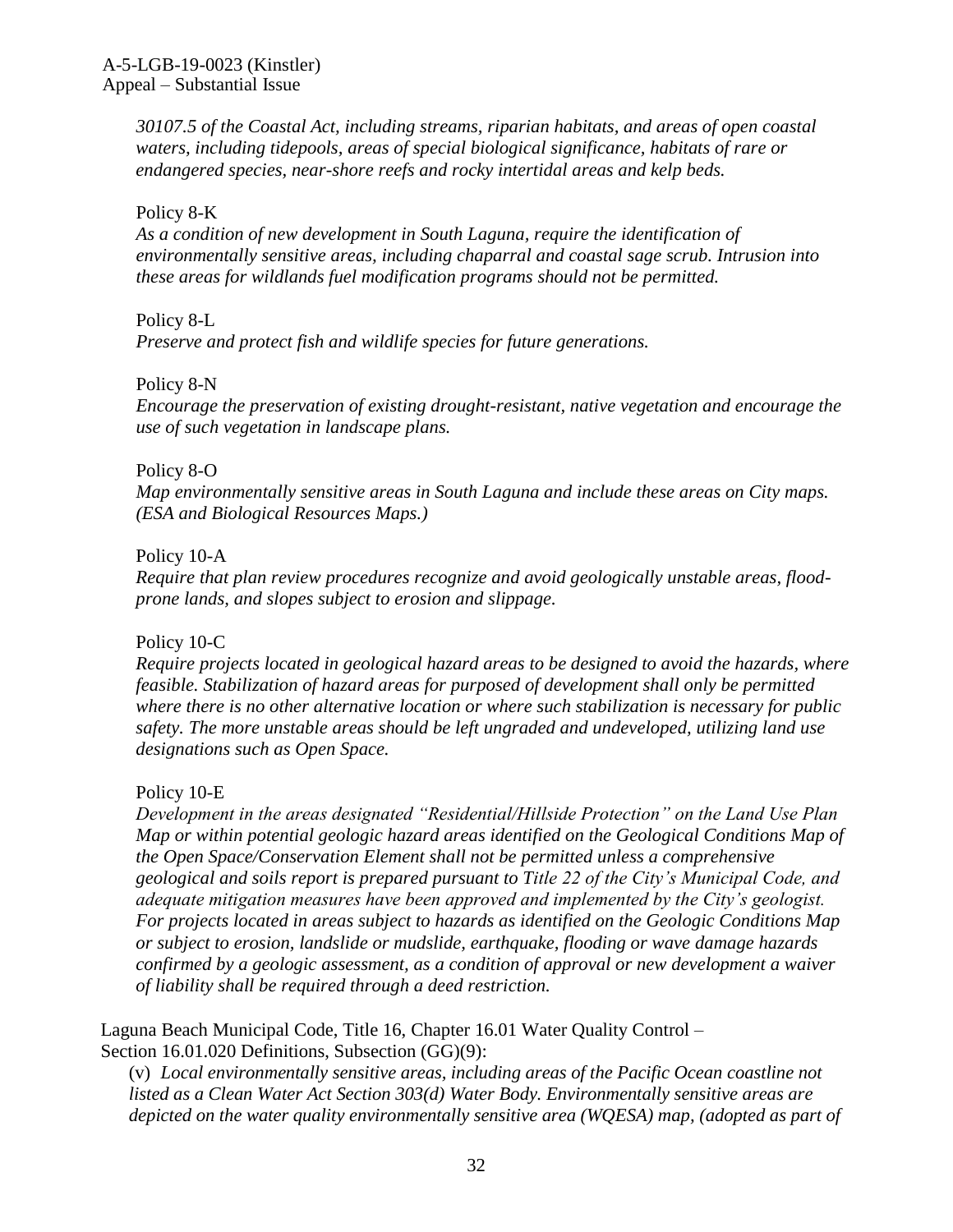*30107.5 of the Coastal Act, including streams, riparian habitats, and areas of open coastal waters, including tidepools, areas of special biological significance, habitats of rare or endangered species, near-shore reefs and rocky intertidal areas and kelp beds.*

Policy 8-K
*As a condition of new development in South Laguna, require the identification of environmentally sensitive areas, including chaparral and coastal sage scrub. Intrusion into these areas for wildlands fuel modification programs should not be permitted.*

Policy 8-L
*Preserve and protect fish and wildlife species for future generations.*

Policy 8-N
*Encourage the preservation of existing drought-resistant, native vegetation and encourage the use of such vegetation in landscape plans.*

Policy 8-O
*Map environmentally sensitive areas in South Laguna and include these areas on City maps. (ESA and Biological Resources Maps.)*

Policy 10-A
*Require that plan review procedures recognize and avoid geologically unstable areas, flood-prone lands, and slopes subject to erosion and slippage.*

Policy 10-C
*Require projects located in geological hazard areas to be designed to avoid the hazards, where feasible. Stabilization of hazard areas for purposed of development shall only be permitted where there is no other alternative location or where such stabilization is necessary for public safety. The more unstable areas should be left ungraded and undeveloped, utilizing land use designations such as Open Space.*

Policy 10-E
*Development in the areas designated "Residential/Hillside Protection" on the Land Use Plan Map or within potential geologic hazard areas identified on the Geological Conditions Map of the Open Space/Conservation Element shall not be permitted unless a comprehensive geological and soils report is prepared pursuant to Title 22 of the City's Municipal Code, and adequate mitigation measures have been approved and implemented by the City's geologist. For projects located in areas subject to hazards as identified on the Geologic Conditions Map or subject to erosion, landslide or mudslide, earthquake, flooding or wave damage hazards confirmed by a geologic assessment, as a condition of approval or new development a waiver of liability shall be required through a deed restriction.*

Laguna Beach Municipal Code, Title 16, Chapter 16.01 Water Quality Control – Section 16.01.020 Definitions, Subsection (GG)(9):

(v) *Local environmentally sensitive areas, including areas of the Pacific Ocean coastline not listed as a Clean Water Act Section 303(d) Water Body. Environmentally sensitive areas are depicted on the water quality environmentally sensitive area (WQESA) map, (adopted as part of*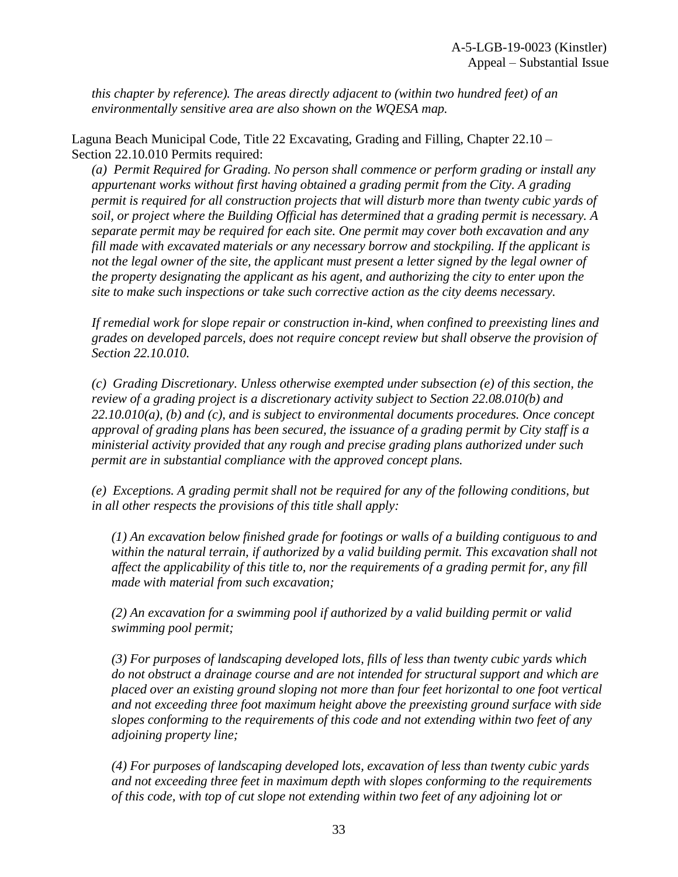*this chapter by reference). The areas directly adjacent to (within two hundred feet) of an environmentally sensitive area are also shown on the WQESA map.*

Laguna Beach Municipal Code, Title 22 Excavating, Grading and Filling, Chapter 22.10 – Section 22.10.010 Permits required:

*(a) Permit Required for Grading. No person shall commence or perform grading or install any appurtenant works without first having obtained a grading permit from the City. A grading permit is required for all construction projects that will disturb more than twenty cubic yards of soil, or project where the Building Official has determined that a grading permit is necessary. A separate permit may be required for each site. One permit may cover both excavation and any fill made with excavated materials or any necessary borrow and stockpiling. If the applicant is not the legal owner of the site, the applicant must present a letter signed by the legal owner of the property designating the applicant as his agent, and authorizing the city to enter upon the site to make such inspections or take such corrective action as the city deems necessary.*

*If remedial work for slope repair or construction in-kind, when confined to preexisting lines and grades on developed parcels, does not require concept review but shall observe the provision of Section 22.10.010.*

*(c) Grading Discretionary. Unless otherwise exempted under subsection (e) of this section, the review of a grading project is a discretionary activity subject to Section 22.08.010(b) and 22.10.010(a), (b) and (c), and is subject to environmental documents procedures. Once concept approval of grading plans has been secured, the issuance of a grading permit by City staff is a ministerial activity provided that any rough and precise grading plans authorized under such permit are in substantial compliance with the approved concept plans.*

*(e) Exceptions. A grading permit shall not be required for any of the following conditions, but in all other respects the provisions of this title shall apply:*

*(1) An excavation below finished grade for footings or walls of a building contiguous to and within the natural terrain, if authorized by a valid building permit. This excavation shall not affect the applicability of this title to, nor the requirements of a grading permit for, any fill made with material from such excavation;*

*(2) An excavation for a swimming pool if authorized by a valid building permit or valid swimming pool permit;*

*(3) For purposes of landscaping developed lots, fills of less than twenty cubic yards which do not obstruct a drainage course and are not intended for structural support and which are placed over an existing ground sloping not more than four feet horizontal to one foot vertical and not exceeding three foot maximum height above the preexisting ground surface with side slopes conforming to the requirements of this code and not extending within two feet of any adjoining property line;*

*(4) For purposes of landscaping developed lots, excavation of less than twenty cubic yards and not exceeding three feet in maximum depth with slopes conforming to the requirements of this code, with top of cut slope not extending within two feet of any adjoining lot or*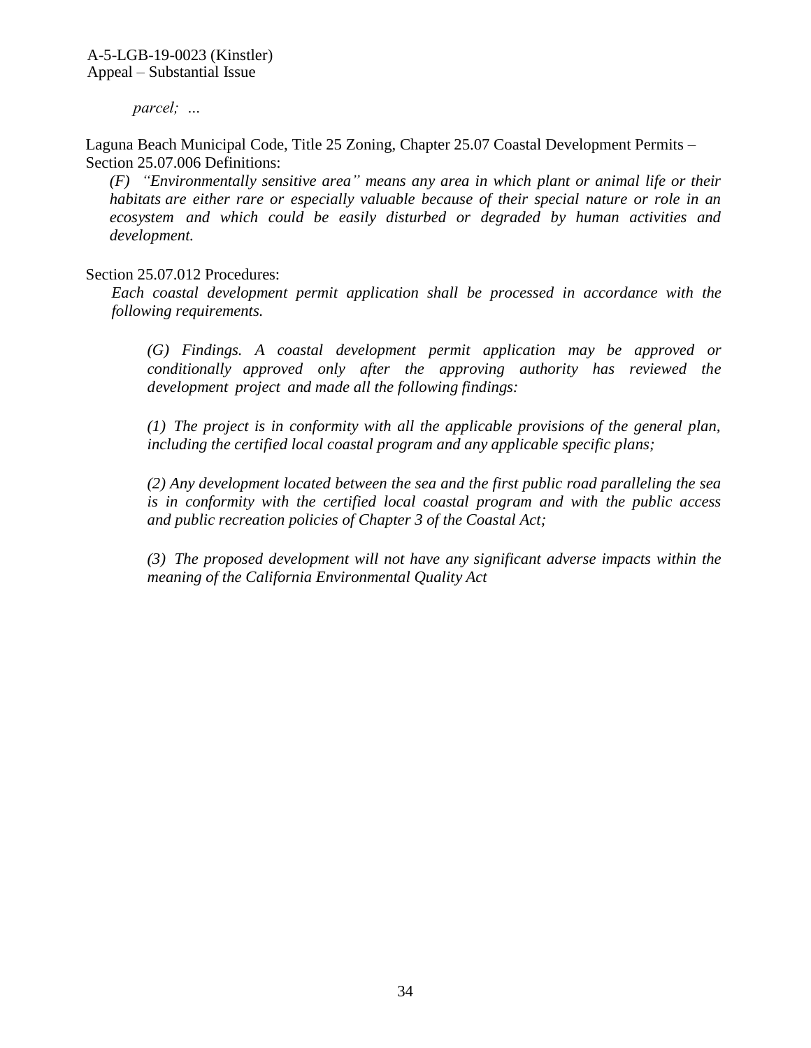*parcel; …*

Laguna Beach Municipal Code, Title 25 Zoning, Chapter 25.07 Coastal Development Permits – Section 25.07.006 Definitions:

*(F) "Environmentally sensitive area" means any area in which plant or animal life or their habitats are either rare or especially valuable because of their special nature or role in an ecosystem and which could be easily disturbed or degraded by human activities and development.*

Section 25.07.012 Procedures:

*Each coastal development permit application shall be processed in accordance with the following requirements.*

*(G) Findings. A coastal development permit application may be approved or conditionally approved only after the approving authority has reviewed the development project and made all the following findings:*

*(1) The project is in conformity with all the applicable provisions of the general plan, including the certified local coastal program and any applicable specific plans;*

*(2) Any development located between the sea and the first public road paralleling the sea is in conformity with the certified local coastal program and with the public access and public recreation policies of Chapter 3 of the Coastal Act;*

*(3) The proposed development will not have any significant adverse impacts within the meaning of the California Environmental Quality Act*